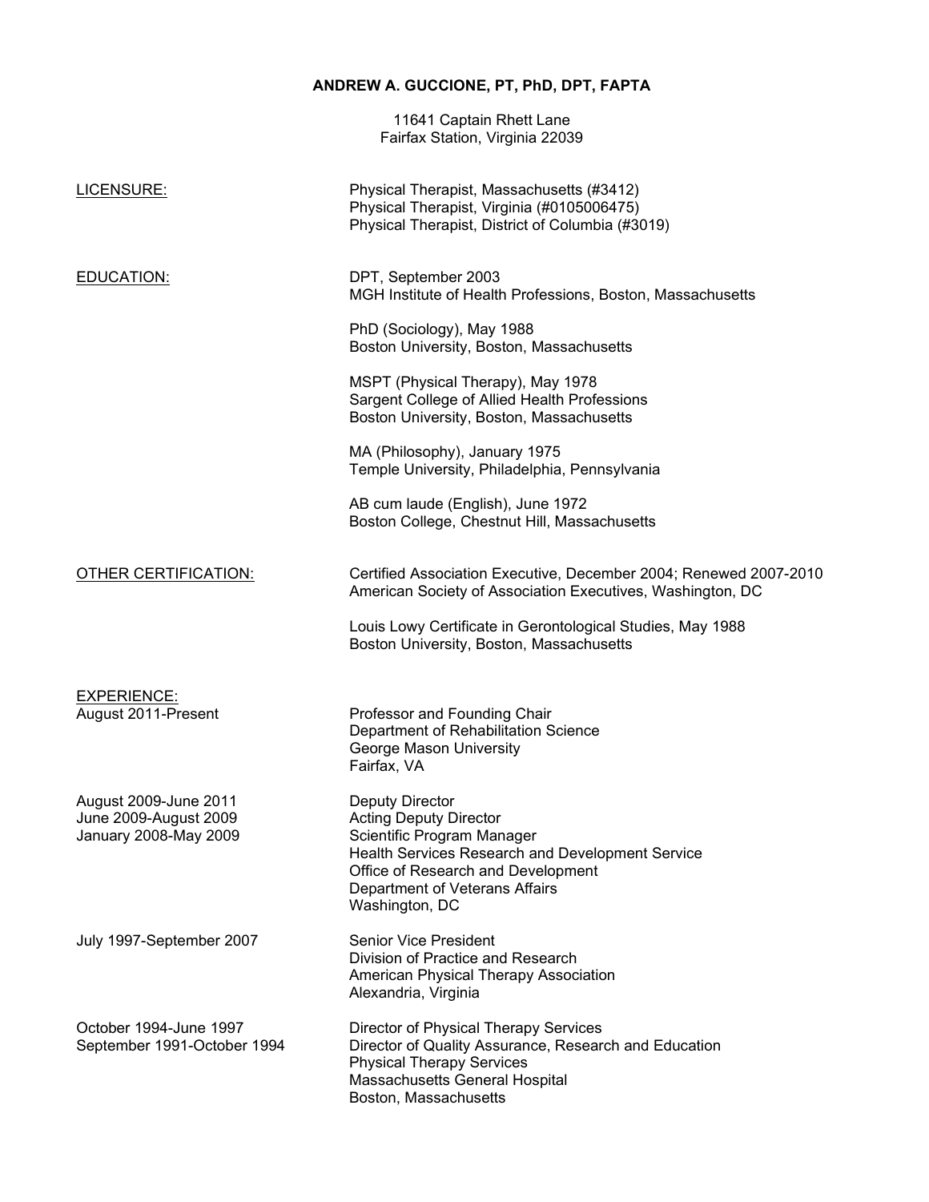# ANDREW A. GUCCIONE, PT, PhD, DPT, FAPTA

11641 Captain Rhett Lane
Fairfax Station, Virginia 22039

**LICENSURE:**

Physical Therapist, Massachusetts (#3412)
Physical Therapist, Virginia (#0105006475)
Physical Therapist, District of Columbia (#3019)

**EDUCATION:**

DPT, September 2003
MGH Institute of Health Professions, Boston, Massachusetts

PhD (Sociology), May 1988
Boston University, Boston, Massachusetts

MSPT (Physical Therapy), May 1978
Sargent College of Allied Health Professions
Boston University, Boston, Massachusetts

MA (Philosophy), January 1975
Temple University, Philadelphia, Pennsylvania

AB cum laude (English), June 1972
Boston College, Chestnut Hill, Massachusetts

**OTHER CERTIFICATION:**

Certified Association Executive, December 2004; Renewed 2007-2010
American Society of Association Executives, Washington, DC

Louis Lowy Certificate in Gerontological Studies, May 1988
Boston University, Boston, Massachusetts

**EXPERIENCE:**

August 2011-Present
Professor and Founding Chair
Department of Rehabilitation Science
George Mason University
Fairfax, VA

August 2009-June 2011 — Deputy Director
June 2009-August 2009 — Acting Deputy Director
January 2008-May 2009 — Scientific Program Manager
Health Services Research and Development Service
Office of Research and Development
Department of Veterans Affairs
Washington, DC

July 1997-September 2007
Senior Vice President
Division of Practice and Research
American Physical Therapy Association
Alexandria, Virginia

October 1994-June 1997 — Director of Physical Therapy Services
September 1991-October 1994 — Director of Quality Assurance, Research and Education
Physical Therapy Services
Massachusetts General Hospital
Boston, Massachusetts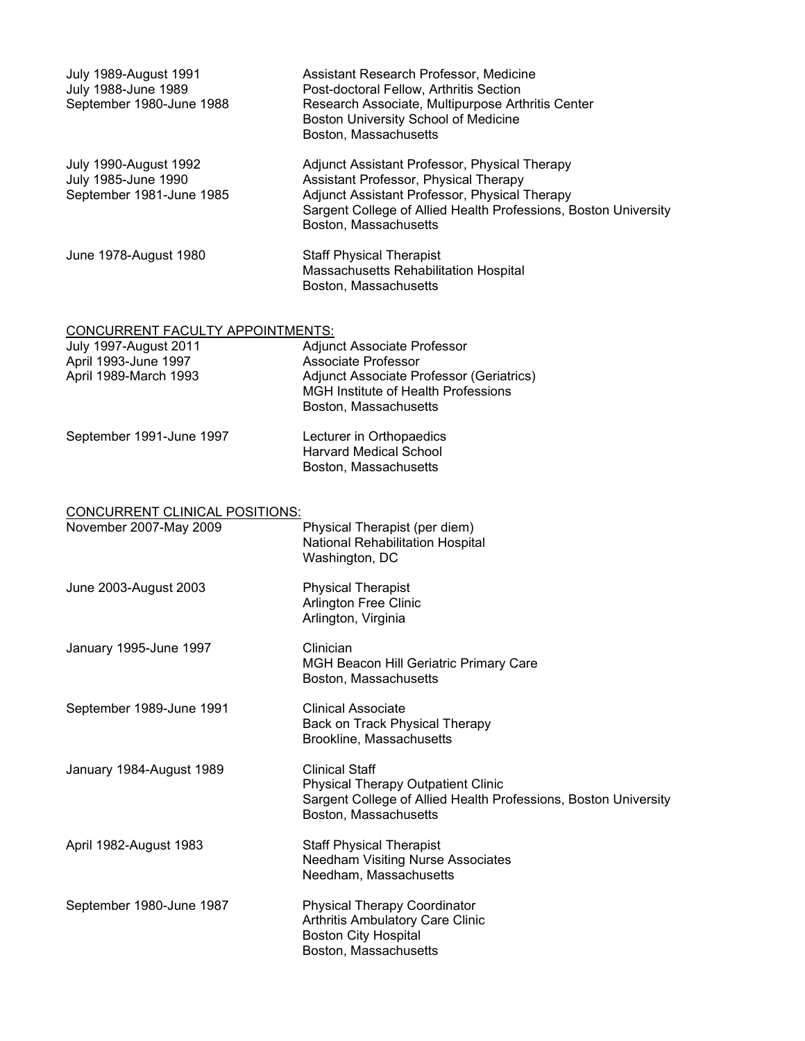| | |
|---|---|
| July 1989-August 1991 | Assistant Research Professor, Medicine |
| July 1988-June 1989 | Post-doctoral Fellow, Arthritis Section |
| September 1980-June 1988 | Research Associate, Multipurpose Arthritis Center<br>Boston University School of Medicine<br>Boston, Massachusetts |
| July 1990-August 1992 | Adjunct Assistant Professor, Physical Therapy |
| July 1985-June 1990 | Assistant Professor, Physical Therapy |
| September 1981-June 1985 | Adjunct Assistant Professor, Physical Therapy<br>Sargent College of Allied Health Professions, Boston University<br>Boston, Massachusetts |
| June 1978-August 1980 | Staff Physical Therapist<br>Massachusetts Rehabilitation Hospital<br>Boston, Massachusetts |

## CONCURRENT FACULTY APPOINTMENTS:

| | |
|---|---|
| July 1997-August 2011 | Adjunct Associate Professor |
| April 1993-June 1997 | Associate Professor |
| April 1989-March 1993 | Adjunct Associate Professor (Geriatrics)<br>MGH Institute of Health Professions<br>Boston, Massachusetts |
| September 1991-June 1997 | Lecturer in Orthopaedics<br>Harvard Medical School<br>Boston, Massachusetts |

## CONCURRENT CLINICAL POSITIONS:

| | |
|---|---|
| November 2007-May 2009 | Physical Therapist (per diem)<br>National Rehabilitation Hospital<br>Washington, DC |
| June 2003-August 2003 | Physical Therapist<br>Arlington Free Clinic<br>Arlington, Virginia |
| January 1995-June 1997 | Clinician<br>MGH Beacon Hill Geriatric Primary Care<br>Boston, Massachusetts |
| September 1989-June 1991 | Clinical Associate<br>Back on Track Physical Therapy<br>Brookline, Massachusetts |
| January 1984-August 1989 | Clinical Staff<br>Physical Therapy Outpatient Clinic<br>Sargent College of Allied Health Professions, Boston University<br>Boston, Massachusetts |
| April 1982-August 1983 | Staff Physical Therapist<br>Needham Visiting Nurse Associates<br>Needham, Massachusetts |
| September 1980-June 1987 | Physical Therapy Coordinator<br>Arthritis Ambulatory Care Clinic<br>Boston City Hospital<br>Boston, Massachusetts |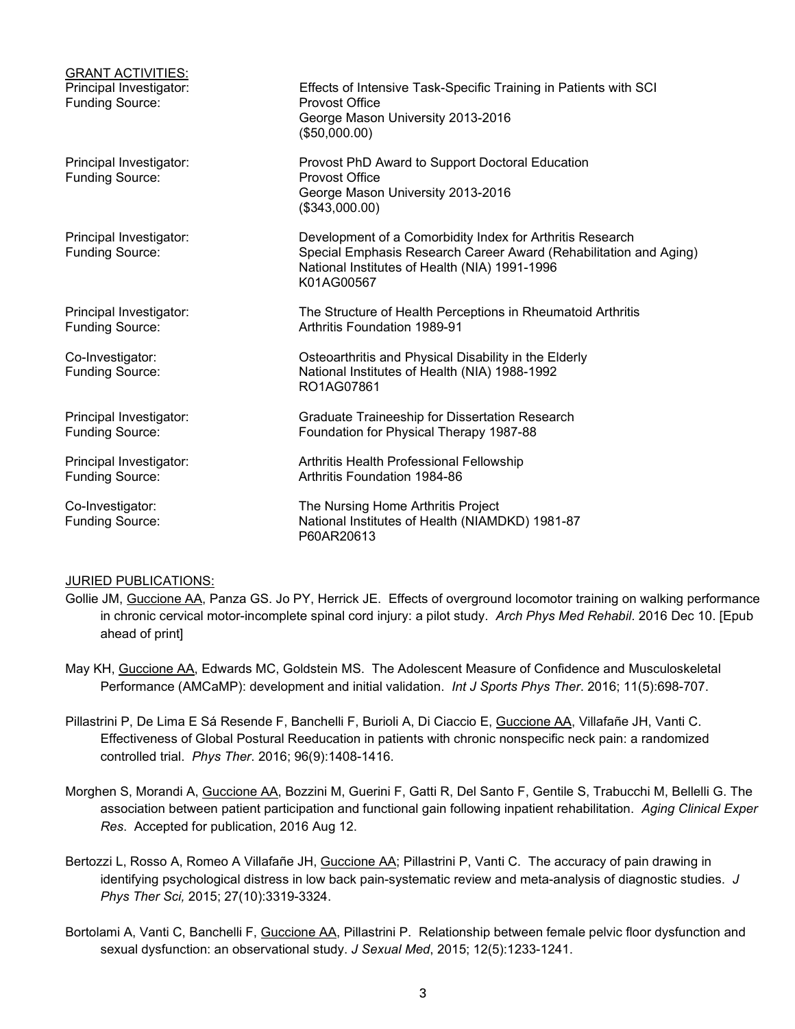GRANT ACTIVITIES:

| | |
|---|---|
| Principal Investigator: | Effects of Intensive Task-Specific Training in Patients with SCI |
| Funding Source: | Provost Office<br>George Mason University 2013-2016<br>($50,000.00) |
| Principal Investigator: | Provost PhD Award to Support Doctoral Education |
| Funding Source: | Provost Office<br>George Mason University 2013-2016<br>($343,000.00) |
| Principal Investigator: | Development of a Comorbidity Index for Arthritis Research |
| Funding Source: | Special Emphasis Research Career Award (Rehabilitation and Aging)<br>National Institutes of Health (NIA) 1991-1996<br>K01AG00567 |
| Principal Investigator: | The Structure of Health Perceptions in Rheumatoid Arthritis |
| Funding Source: | Arthritis Foundation 1989-91 |
| Co-Investigator: | Osteoarthritis and Physical Disability in the Elderly |
| Funding Source: | National Institutes of Health (NIA) 1988-1992<br>RO1AG07861 |
| Principal Investigator: | Graduate Traineeship for Dissertation Research |
| Funding Source: | Foundation for Physical Therapy 1987-88 |
| Principal Investigator: | Arthritis Health Professional Fellowship |
| Funding Source: | Arthritis Foundation 1984-86 |
| Co-Investigator: | The Nursing Home Arthritis Project |
| Funding Source: | National Institutes of Health (NIAMDKD) 1981-87<br>P60AR20613 |

JURIED PUBLICATIONS:

Gollie JM, Guccione AA, Panza GS. Jo PY, Herrick JE. Effects of overground locomotor training on walking performance in chronic cervical motor-incomplete spinal cord injury: a pilot study. *Arch Phys Med Rehabil*. 2016 Dec 10. [Epub ahead of print]

May KH, Guccione AA, Edwards MC, Goldstein MS. The Adolescent Measure of Confidence and Musculoskeletal Performance (AMCaMP): development and initial validation. *Int J Sports Phys Ther*. 2016; 11(5):698-707.

Pillastrini P, De Lima E Sá Resende F, Banchelli F, Burioli A, Di Ciaccio E, Guccione AA, Villafañe JH, Vanti C. Effectiveness of Global Postural Reeducation in patients with chronic nonspecific neck pain: a randomized controlled trial. *Phys Ther*. 2016; 96(9):1408-1416.

Morghen S, Morandi A, Guccione AA, Bozzini M, Guerini F, Gatti R, Del Santo F, Gentile S, Trabucchi M, Bellelli G. The association between patient participation and functional gain following inpatient rehabilitation. *Aging Clinical Exper Res*. Accepted for publication, 2016 Aug 12.

Bertozzi L, Rosso A, Romeo A Villafañe JH, Guccione AA; Pillastrini P, Vanti C. The accuracy of pain drawing in identifying psychological distress in low back pain-systematic review and meta-analysis of diagnostic studies. *J Phys Ther Sci,* 2015; 27(10):3319-3324.

Bortolami A, Vanti C, Banchelli F, Guccione AA, Pillastrini P. Relationship between female pelvic floor dysfunction and sexual dysfunction: an observational study. *J Sexual Med*, 2015; 12(5):1233-1241.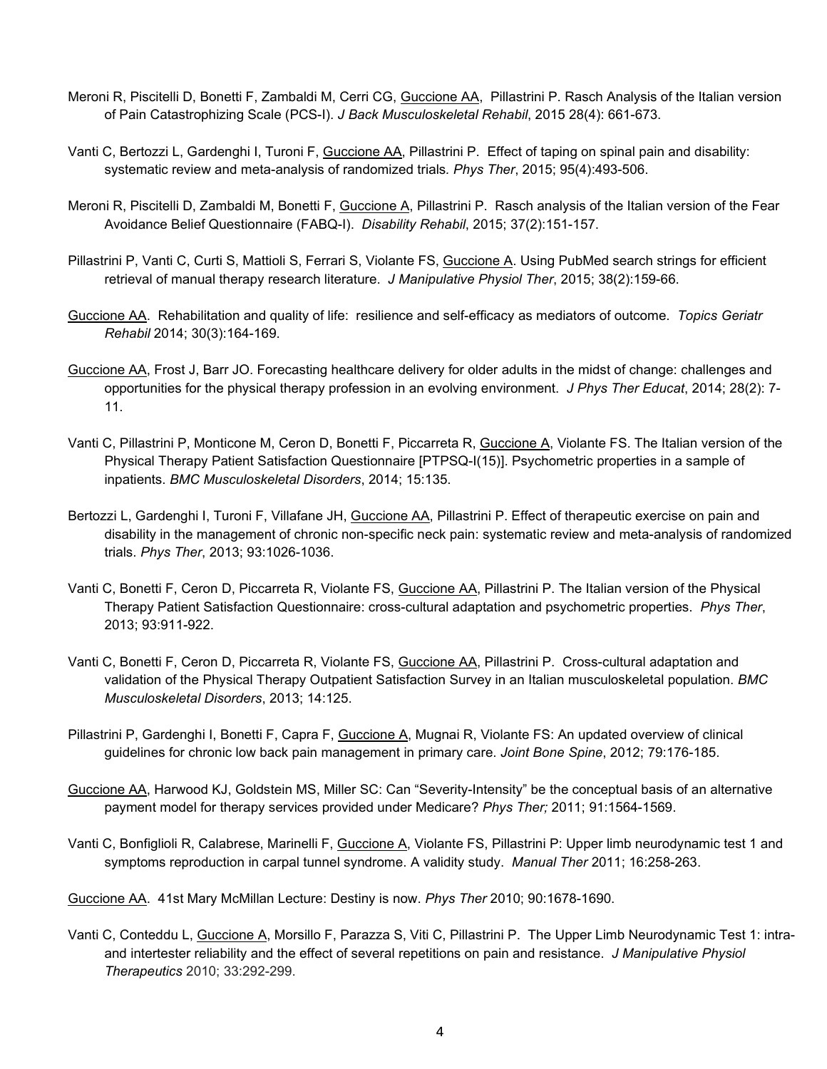Meroni R, Piscitelli D, Bonetti F, Zambaldi M, Cerri CG, Guccione AA, Pillastrini P. Rasch Analysis of the Italian version of Pain Catastrophizing Scale (PCS-I). *J Back Musculoskeletal Rehabil*, 2015 28(4): 661-673.

Vanti C, Bertozzi L, Gardenghi I, Turoni F, Guccione AA, Pillastrini P. Effect of taping on spinal pain and disability: systematic review and meta-analysis of randomized trials. *Phys Ther*, 2015; 95(4):493-506.

Meroni R, Piscitelli D, Zambaldi M, Bonetti F, Guccione A, Pillastrini P. Rasch analysis of the Italian version of the Fear Avoidance Belief Questionnaire (FABQ-I). *Disability Rehabil*, 2015; 37(2):151-157.

Pillastrini P, Vanti C, Curti S, Mattioli S, Ferrari S, Violante FS, Guccione A. Using PubMed search strings for efficient retrieval of manual therapy research literature. *J Manipulative Physiol Ther*, 2015; 38(2):159-66.

Guccione AA. Rehabilitation and quality of life: resilience and self-efficacy as mediators of outcome. *Topics Geriatr Rehabil* 2014; 30(3):164-169.

Guccione AA, Frost J, Barr JO. Forecasting healthcare delivery for older adults in the midst of change: challenges and opportunities for the physical therapy profession in an evolving environment. *J Phys Ther Educat*, 2014; 28(2): 7-11.

Vanti C, Pillastrini P, Monticone M, Ceron D, Bonetti F, Piccarreta R, Guccione A, Violante FS. The Italian version of the Physical Therapy Patient Satisfaction Questionnaire [PTPSQ-I(15)]. Psychometric properties in a sample of inpatients. *BMC Musculoskeletal Disorders*, 2014; 15:135.

Bertozzi L, Gardenghi I, Turoni F, Villafane JH, Guccione AA, Pillastrini P. Effect of therapeutic exercise on pain and disability in the management of chronic non-specific neck pain: systematic review and meta-analysis of randomized trials. *Phys Ther*, 2013; 93:1026-1036.

Vanti C, Bonetti F, Ceron D, Piccarreta R, Violante FS, Guccione AA, Pillastrini P. The Italian version of the Physical Therapy Patient Satisfaction Questionnaire: cross-cultural adaptation and psychometric properties. *Phys Ther*, 2013; 93:911-922.

Vanti C, Bonetti F, Ceron D, Piccarreta R, Violante FS, Guccione AA, Pillastrini P. Cross-cultural adaptation and validation of the Physical Therapy Outpatient Satisfaction Survey in an Italian musculoskeletal population. *BMC Musculoskeletal Disorders*, 2013; 14:125.

Pillastrini P, Gardenghi I, Bonetti F, Capra F, Guccione A, Mugnai R, Violante FS: An updated overview of clinical guidelines for chronic low back pain management in primary care. *Joint Bone Spine*, 2012; 79:176-185.

Guccione AA, Harwood KJ, Goldstein MS, Miller SC: Can "Severity-Intensity" be the conceptual basis of an alternative payment model for therapy services provided under Medicare? *Phys Ther;* 2011; 91:1564-1569.

Vanti C, Bonfiglioli R, Calabrese, Marinelli F, Guccione A, Violante FS, Pillastrini P: Upper limb neurodynamic test 1 and symptoms reproduction in carpal tunnel syndrome. A validity study. *Manual Ther* 2011; 16:258-263.

Guccione AA. 41st Mary McMillan Lecture: Destiny is now. *Phys Ther* 2010; 90:1678-1690.

Vanti C, Conteddu L, Guccione A, Morsillo F, Parazza S, Viti C, Pillastrini P. The Upper Limb Neurodynamic Test 1: intra- and intertester reliability and the effect of several repetitions on pain and resistance. *J Manipulative Physiol Therapeutics* 2010; 33:292-299.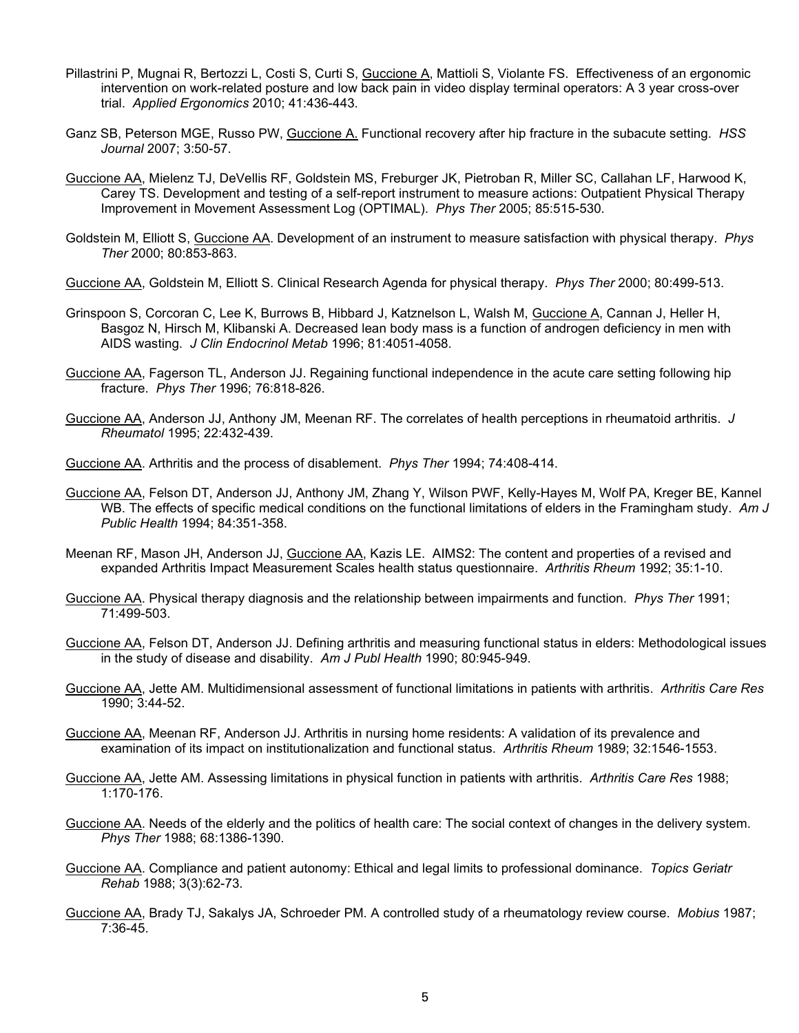Pillastrini P, Mugnai R, Bertozzi L, Costi S, Curti S, <u>Guccione A</u>, Mattioli S, Violante FS. Effectiveness of an ergonomic intervention on work-related posture and low back pain in video display terminal operators: A 3 year cross-over trial. *Applied Ergonomics* 2010; 41:436-443.

Ganz SB, Peterson MGE, Russo PW, <u>Guccione A.</u> Functional recovery after hip fracture in the subacute setting. *HSS Journal* 2007; 3:50-57.

<u>Guccione AA</u>, Mielenz TJ, DeVellis RF, Goldstein MS, Freburger JK, Pietroban R, Miller SC, Callahan LF, Harwood K, Carey TS. Development and testing of a self-report instrument to measure actions: Outpatient Physical Therapy Improvement in Movement Assessment Log (OPTIMAL). *Phys Ther* 2005; 85:515-530.

Goldstein M, Elliott S, <u>Guccione AA</u>. Development of an instrument to measure satisfaction with physical therapy. *Phys Ther* 2000; 80:853-863.

<u>Guccione AA</u>, Goldstein M, Elliott S. Clinical Research Agenda for physical therapy. *Phys Ther* 2000; 80:499-513.

Grinspoon S, Corcoran C, Lee K, Burrows B, Hibbard J, Katznelson L, Walsh M, <u>Guccione A</u>, Cannan J, Heller H, Basgoz N, Hirsch M, Klibanski A. Decreased lean body mass is a function of androgen deficiency in men with AIDS wasting. *J Clin Endocrinol Metab* 1996; 81:4051-4058.

<u>Guccione AA</u>, Fagerson TL, Anderson JJ. Regaining functional independence in the acute care setting following hip fracture. *Phys Ther* 1996; 76:818-826.

<u>Guccione AA</u>, Anderson JJ, Anthony JM, Meenan RF. The correlates of health perceptions in rheumatoid arthritis. *J Rheumatol* 1995; 22:432-439.

<u>Guccione AA</u>. Arthritis and the process of disablement. *Phys Ther* 1994; 74:408-414.

<u>Guccione AA</u>, Felson DT, Anderson JJ, Anthony JM, Zhang Y, Wilson PWF, Kelly-Hayes M, Wolf PA, Kreger BE, Kannel WB. The effects of specific medical conditions on the functional limitations of elders in the Framingham study. *Am J Public Health* 1994; 84:351-358.

Meenan RF, Mason JH, Anderson JJ, <u>Guccione AA</u>, Kazis LE. AIMS2: The content and properties of a revised and expanded Arthritis Impact Measurement Scales health status questionnaire. *Arthritis Rheum* 1992; 35:1-10.

<u>Guccione AA</u>. Physical therapy diagnosis and the relationship between impairments and function. *Phys Ther* 1991; 71:499-503.

<u>Guccione AA</u>, Felson DT, Anderson JJ. Defining arthritis and measuring functional status in elders: Methodological issues in the study of disease and disability. *Am J Publ Health* 1990; 80:945-949.

<u>Guccione AA</u>, Jette AM. Multidimensional assessment of functional limitations in patients with arthritis. *Arthritis Care Res* 1990; 3:44-52.

<u>Guccione AA</u>, Meenan RF, Anderson JJ. Arthritis in nursing home residents: A validation of its prevalence and examination of its impact on institutionalization and functional status. *Arthritis Rheum* 1989; 32:1546-1553.

<u>Guccione AA</u>, Jette AM. Assessing limitations in physical function in patients with arthritis. *Arthritis Care Res* 1988; 1:170-176.

<u>Guccione AA</u>. Needs of the elderly and the politics of health care: The social context of changes in the delivery system. *Phys Ther* 1988; 68:1386-1390.

<u>Guccione AA</u>. Compliance and patient autonomy: Ethical and legal limits to professional dominance. *Topics Geriatr Rehab* 1988; 3(3):62-73.

<u>Guccione AA</u>, Brady TJ, Sakalys JA, Schroeder PM. A controlled study of a rheumatology review course. *Mobius* 1987; 7:36-45.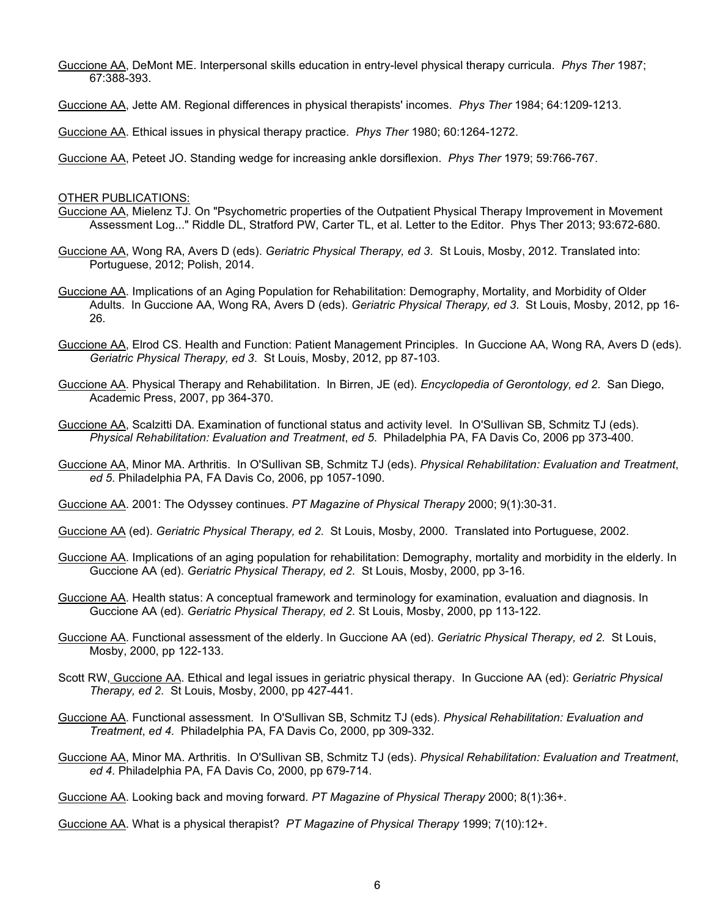<u>Guccione AA</u>, DeMont ME. Interpersonal skills education in entry-level physical therapy curricula. *Phys Ther* 1987; 67:388-393.

<u>Guccione AA</u>, Jette AM. Regional differences in physical therapists' incomes. *Phys Ther* 1984; 64:1209-1213.

<u>Guccione AA</u>. Ethical issues in physical therapy practice. *Phys Ther* 1980; 60:1264-1272.

<u>Guccione AA</u>, Peteet JO. Standing wedge for increasing ankle dorsiflexion. *Phys Ther* 1979; 59:766-767.

<u>OTHER PUBLICATIONS:</u>

<u>Guccione AA</u>, Mielenz TJ. On "Psychometric properties of the Outpatient Physical Therapy Improvement in Movement Assessment Log..." Riddle DL, Stratford PW, Carter TL, et al. Letter to the Editor. Phys Ther 2013; 93:672-680.

<u>Guccione AA</u>, Wong RA, Avers D (eds). *Geriatric Physical Therapy, ed 3*. St Louis, Mosby, 2012. Translated into: Portuguese, 2012; Polish, 2014.

<u>Guccione AA</u>. Implications of an Aging Population for Rehabilitation: Demography, Mortality, and Morbidity of Older Adults. In Guccione AA, Wong RA, Avers D (eds). *Geriatric Physical Therapy, ed 3*. St Louis, Mosby, 2012, pp 16-26.

<u>Guccione AA</u>, Elrod CS. Health and Function: Patient Management Principles. In Guccione AA, Wong RA, Avers D (eds). *Geriatric Physical Therapy, ed 3*. St Louis, Mosby, 2012, pp 87-103.

<u>Guccione AA</u>. Physical Therapy and Rehabilitation. In Birren, JE (ed). *Encyclopedia of Gerontology, ed 2*. San Diego, Academic Press, 2007, pp 364-370.

<u>Guccione AA</u>, Scalzitti DA. Examination of functional status and activity level. In O'Sullivan SB, Schmitz TJ (eds). *Physical Rehabilitation: Evaluation and Treatment*, *ed 5*. Philadelphia PA, FA Davis Co, 2006 pp 373-400.

<u>Guccione AA</u>, Minor MA. Arthritis. In O'Sullivan SB, Schmitz TJ (eds). *Physical Rehabilitation: Evaluation and Treatment*, *ed 5.* Philadelphia PA, FA Davis Co, 2006, pp 1057-1090.

<u>Guccione AA</u>. 2001: The Odyssey continues. *PT Magazine of Physical Therapy* 2000; 9(1):30-31.

<u>Guccione AA</u> (ed). *Geriatric Physical Therapy, ed 2*. St Louis, Mosby, 2000. Translated into Portuguese, 2002.

<u>Guccione AA</u>. Implications of an aging population for rehabilitation: Demography, mortality and morbidity in the elderly. In Guccione AA (ed). *Geriatric Physical Therapy, ed 2*. St Louis, Mosby, 2000, pp 3-16.

<u>Guccione AA</u>. Health status: A conceptual framework and terminology for examination, evaluation and diagnosis. In Guccione AA (ed). *Geriatric Physical Therapy, ed 2.* St Louis, Mosby, 2000, pp 113-122.

<u>Guccione AA</u>. Functional assessment of the elderly. In Guccione AA (ed). *Geriatric Physical Therapy, ed 2.* St Louis, Mosby, 2000, pp 122-133.

Scott RW, <u>Guccione AA</u>. Ethical and legal issues in geriatric physical therapy. In Guccione AA (ed): *Geriatric Physical Therapy, ed 2*. St Louis, Mosby, 2000, pp 427-441.

<u>Guccione AA</u>. Functional assessment. In O'Sullivan SB, Schmitz TJ (eds). *Physical Rehabilitation: Evaluation and Treatment*, *ed 4.* Philadelphia PA, FA Davis Co, 2000, pp 309-332.

<u>Guccione AA</u>, Minor MA. Arthritis. In O'Sullivan SB, Schmitz TJ (eds). *Physical Rehabilitation: Evaluation and Treatment*, *ed 4.* Philadelphia PA, FA Davis Co, 2000, pp 679-714.

<u>Guccione AA</u>. Looking back and moving forward. *PT Magazine of Physical Therapy* 2000; 8(1):36+.

<u>Guccione AA</u>. What is a physical therapist? *PT Magazine of Physical Therapy* 1999; 7(10):12+.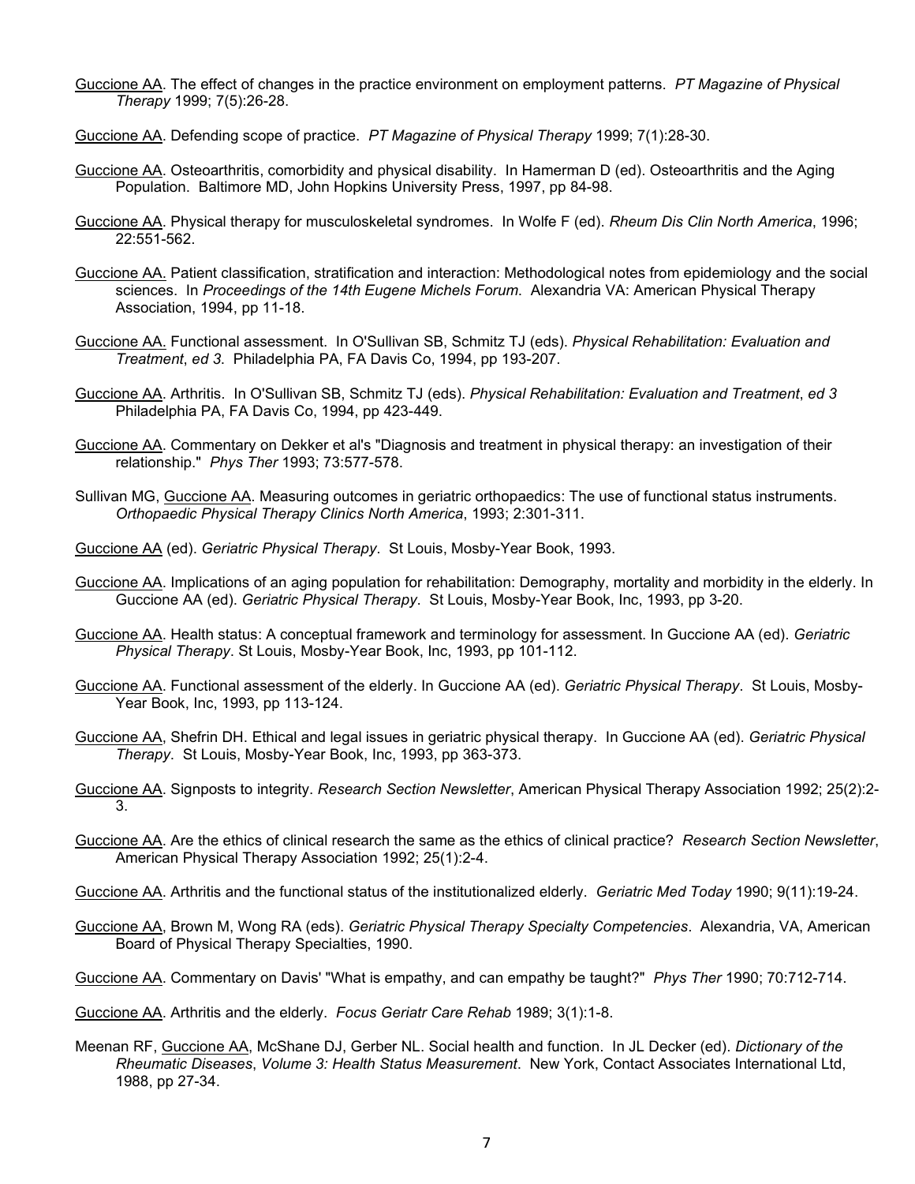<u>Guccione AA</u>. The effect of changes in the practice environment on employment patterns. *PT Magazine of Physical Therapy* 1999; 7(5):26-28.

<u>Guccione AA</u>. Defending scope of practice. *PT Magazine of Physical Therapy* 1999; 7(1):28-30.

<u>Guccione AA</u>. Osteoarthritis, comorbidity and physical disability. In Hamerman D (ed). Osteoarthritis and the Aging Population. Baltimore MD, John Hopkins University Press, 1997, pp 84-98.

<u>Guccione AA</u>. Physical therapy for musculoskeletal syndromes. In Wolfe F (ed). *Rheum Dis Clin North America*, 1996; 22:551-562.

<u>Guccione AA.</u> Patient classification, stratification and interaction: Methodological notes from epidemiology and the social sciences. In *Proceedings of the 14th Eugene Michels Forum*. Alexandria VA: American Physical Therapy Association, 1994, pp 11-18.

<u>Guccione AA.</u> Functional assessment. In O'Sullivan SB, Schmitz TJ (eds). *Physical Rehabilitation: Evaluation and Treatment*, *ed 3.* Philadelphia PA, FA Davis Co, 1994, pp 193-207.

<u>Guccione AA</u>. Arthritis. In O'Sullivan SB, Schmitz TJ (eds). *Physical Rehabilitation: Evaluation and Treatment*, *ed 3* Philadelphia PA, FA Davis Co, 1994, pp 423-449.

<u>Guccione AA</u>. Commentary on Dekker et al's "Diagnosis and treatment in physical therapy: an investigation of their relationship." *Phys Ther* 1993; 73:577-578.

Sullivan MG, <u>Guccione AA</u>. Measuring outcomes in geriatric orthopaedics: The use of functional status instruments. *Orthopaedic Physical Therapy Clinics North America*, 1993; 2:301-311.

<u>Guccione AA</u> (ed). *Geriatric Physical Therapy*. St Louis, Mosby-Year Book, 1993.

<u>Guccione AA</u>. Implications of an aging population for rehabilitation: Demography, mortality and morbidity in the elderly. In Guccione AA (ed). *Geriatric Physical Therapy*. St Louis, Mosby-Year Book, Inc, 1993, pp 3-20.

<u>Guccione AA</u>. Health status: A conceptual framework and terminology for assessment. In Guccione AA (ed). *Geriatric Physical Therapy*. St Louis, Mosby-Year Book, Inc, 1993, pp 101-112.

<u>Guccione AA</u>. Functional assessment of the elderly. In Guccione AA (ed). *Geriatric Physical Therapy*. St Louis, Mosby-Year Book, Inc, 1993, pp 113-124.

<u>Guccione AA</u>, Shefrin DH. Ethical and legal issues in geriatric physical therapy. In Guccione AA (ed). *Geriatric Physical Therapy*. St Louis, Mosby-Year Book, Inc, 1993, pp 363-373.

<u>Guccione AA</u>. Signposts to integrity. *Research Section Newsletter*, American Physical Therapy Association 1992; 25(2):2-3.

<u>Guccione AA</u>. Are the ethics of clinical research the same as the ethics of clinical practice? *Research Section Newsletter*, American Physical Therapy Association 1992; 25(1):2-4.

<u>Guccione AA</u>. Arthritis and the functional status of the institutionalized elderly. *Geriatric Med Today* 1990; 9(11):19-24.

<u>Guccione AA</u>, Brown M, Wong RA (eds). *Geriatric Physical Therapy Specialty Competencies*. Alexandria, VA, American Board of Physical Therapy Specialties, 1990.

<u>Guccione AA</u>. Commentary on Davis' "What is empathy, and can empathy be taught?" *Phys Ther* 1990; 70:712-714.

<u>Guccione AA</u>. Arthritis and the elderly. *Focus Geriatr Care Rehab* 1989; 3(1):1-8.

Meenan RF, <u>Guccione AA</u>, McShane DJ, Gerber NL. Social health and function. In JL Decker (ed). *Dictionary of the Rheumatic Diseases*, *Volume 3: Health Status Measurement*. New York, Contact Associates International Ltd, 1988, pp 27-34.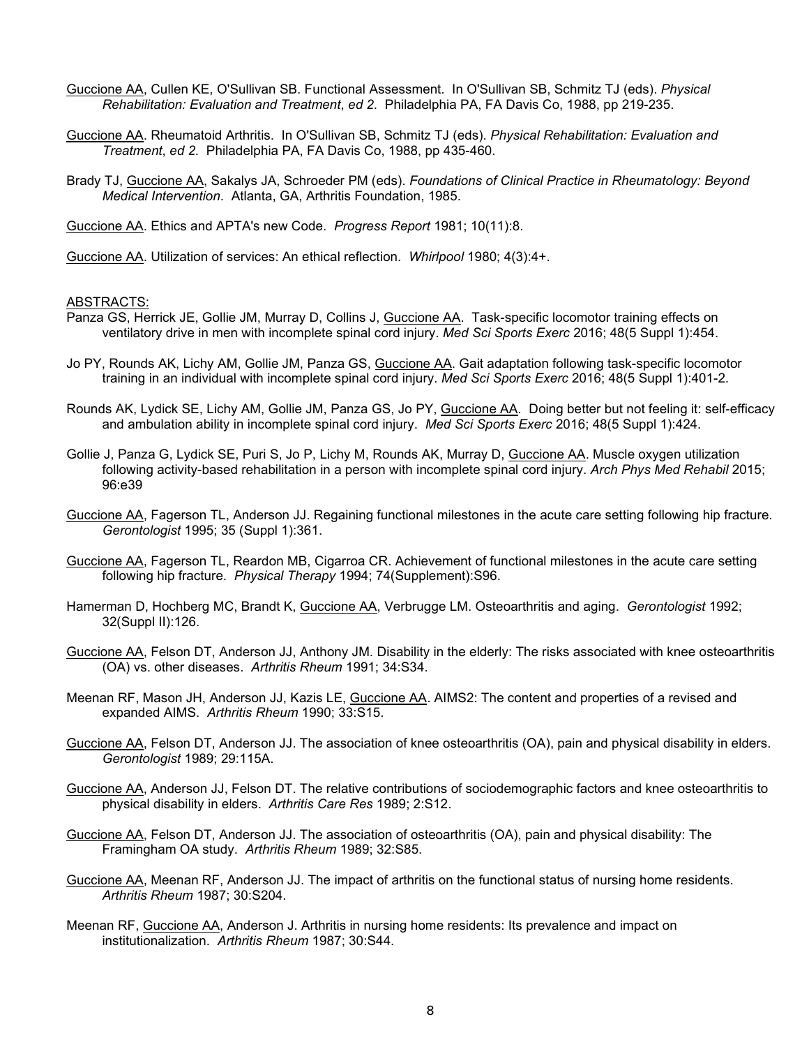Guccione AA, Cullen KE, O'Sullivan SB. Functional Assessment. In O'Sullivan SB, Schmitz TJ (eds). *Physical Rehabilitation: Evaluation and Treatment*, *ed 2*. Philadelphia PA, FA Davis Co, 1988, pp 219-235.

Guccione AA. Rheumatoid Arthritis. In O'Sullivan SB, Schmitz TJ (eds). *Physical Rehabilitation: Evaluation and Treatment*, *ed 2.* Philadelphia PA, FA Davis Co, 1988, pp 435-460.

Brady TJ, Guccione AA, Sakalys JA, Schroeder PM (eds). *Foundations of Clinical Practice in Rheumatology: Beyond Medical Intervention*. Atlanta, GA, Arthritis Foundation, 1985.

Guccione AA. Ethics and APTA's new Code. *Progress Report* 1981; 10(11):8.

Guccione AA. Utilization of services: An ethical reflection. *Whirlpool* 1980; 4(3):4+.

ABSTRACTS:

Panza GS, Herrick JE, Gollie JM, Murray D, Collins J, Guccione AA. Task-specific locomotor training effects on ventilatory drive in men with incomplete spinal cord injury. *Med Sci Sports Exerc* 2016; 48(5 Suppl 1):454.

Jo PY, Rounds AK, Lichy AM, Gollie JM, Panza GS, Guccione AA. Gait adaptation following task-specific locomotor training in an individual with incomplete spinal cord injury. *Med Sci Sports Exerc* 2016; 48(5 Suppl 1):401-2.

Rounds AK, Lydick SE, Lichy AM, Gollie JM, Panza GS, Jo PY, Guccione AA. Doing better but not feeling it: self-efficacy and ambulation ability in incomplete spinal cord injury. *Med Sci Sports Exerc* 2016; 48(5 Suppl 1):424.

Gollie J, Panza G, Lydick SE, Puri S, Jo P, Lichy M, Rounds AK, Murray D, Guccione AA. Muscle oxygen utilization following activity-based rehabilitation in a person with incomplete spinal cord injury. *Arch Phys Med Rehabil* 2015; 96:e39

Guccione AA, Fagerson TL, Anderson JJ. Regaining functional milestones in the acute care setting following hip fracture. *Gerontologist* 1995; 35 (Suppl 1):361.

Guccione AA, Fagerson TL, Reardon MB, Cigarroa CR. Achievement of functional milestones in the acute care setting following hip fracture. *Physical Therapy* 1994; 74(Supplement):S96.

Hamerman D, Hochberg MC, Brandt K, Guccione AA, Verbrugge LM. Osteoarthritis and aging. *Gerontologist* 1992; 32(Suppl II):126.

Guccione AA, Felson DT, Anderson JJ, Anthony JM. Disability in the elderly: The risks associated with knee osteoarthritis (OA) vs. other diseases. *Arthritis Rheum* 1991; 34:S34.

Meenan RF, Mason JH, Anderson JJ, Kazis LE, Guccione AA. AIMS2: The content and properties of a revised and expanded AIMS. *Arthritis Rheum* 1990; 33:S15.

Guccione AA, Felson DT, Anderson JJ. The association of knee osteoarthritis (OA), pain and physical disability in elders. *Gerontologist* 1989; 29:115A.

Guccione AA, Anderson JJ, Felson DT. The relative contributions of sociodemographic factors and knee osteoarthritis to physical disability in elders. *Arthritis Care Res* 1989; 2:S12.

Guccione AA, Felson DT, Anderson JJ. The association of osteoarthritis (OA), pain and physical disability: The Framingham OA study. *Arthritis Rheum* 1989; 32:S85.

Guccione AA, Meenan RF, Anderson JJ. The impact of arthritis on the functional status of nursing home residents. *Arthritis Rheum* 1987; 30:S204.

Meenan RF, Guccione AA, Anderson J. Arthritis in nursing home residents: Its prevalence and impact on institutionalization. *Arthritis Rheum* 1987; 30:S44.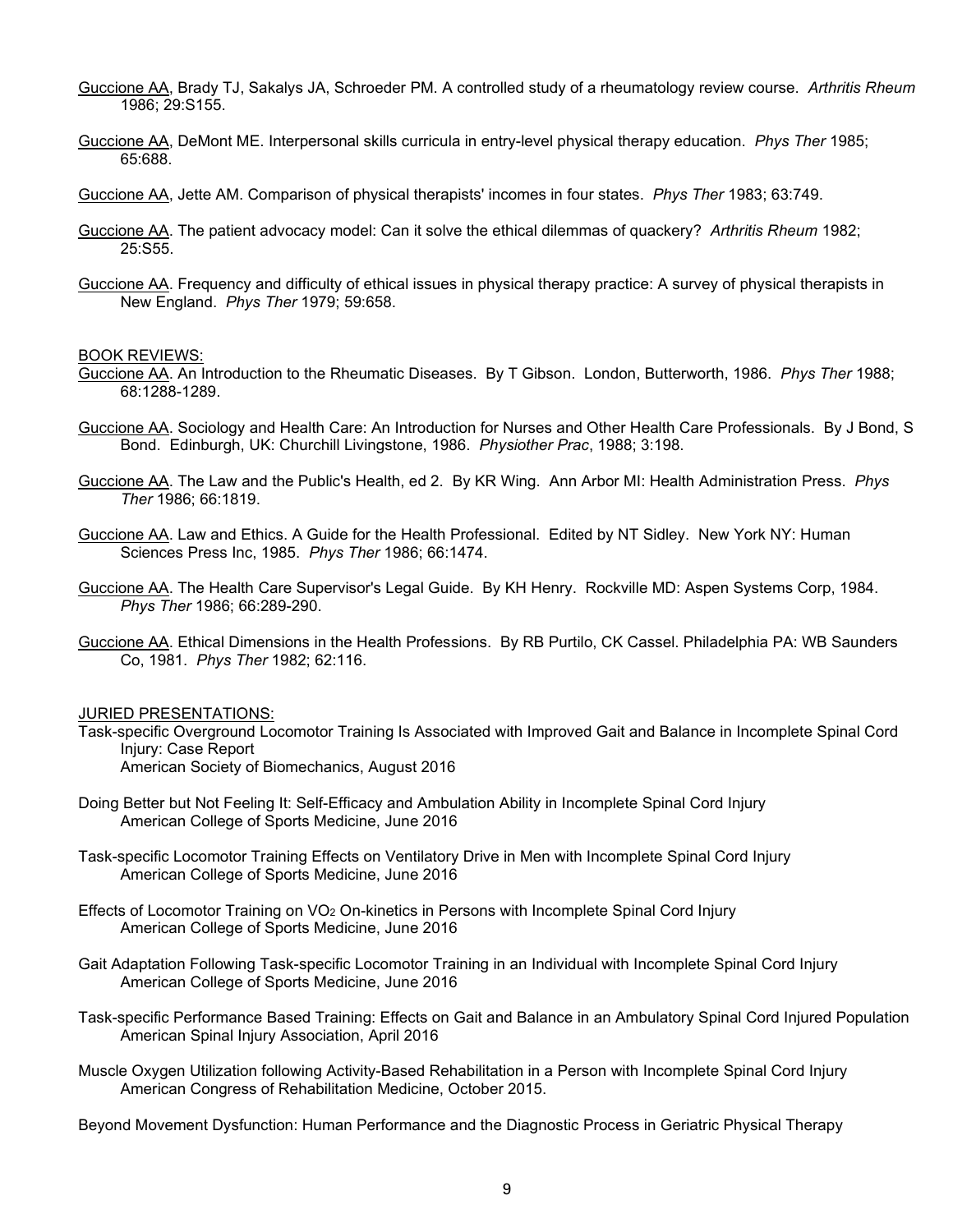Guccione AA, Brady TJ, Sakalys JA, Schroeder PM. A controlled study of a rheumatology review course. *Arthritis Rheum* 1986; 29:S155.

Guccione AA, DeMont ME. Interpersonal skills curricula in entry-level physical therapy education. *Phys Ther* 1985; 65:688.

Guccione AA, Jette AM. Comparison of physical therapists' incomes in four states. *Phys Ther* 1983; 63:749.

Guccione AA. The patient advocacy model: Can it solve the ethical dilemmas of quackery? *Arthritis Rheum* 1982; 25:S55.

Guccione AA. Frequency and difficulty of ethical issues in physical therapy practice: A survey of physical therapists in New England. *Phys Ther* 1979; 59:658.

BOOK REVIEWS:

Guccione AA. An Introduction to the Rheumatic Diseases. By T Gibson. London, Butterworth, 1986. *Phys Ther* 1988; 68:1288-1289.

Guccione AA. Sociology and Health Care: An Introduction for Nurses and Other Health Care Professionals. By J Bond, S Bond. Edinburgh, UK: Churchill Livingstone, 1986. *Physiother Prac*, 1988; 3:198.

Guccione AA. The Law and the Public's Health, ed 2. By KR Wing. Ann Arbor MI: Health Administration Press. *Phys Ther* 1986; 66:1819.

Guccione AA. Law and Ethics. A Guide for the Health Professional. Edited by NT Sidley. New York NY: Human Sciences Press Inc, 1985. *Phys Ther* 1986; 66:1474.

Guccione AA. The Health Care Supervisor's Legal Guide. By KH Henry. Rockville MD: Aspen Systems Corp, 1984. *Phys Ther* 1986; 66:289-290.

Guccione AA. Ethical Dimensions in the Health Professions. By RB Purtilo, CK Cassel. Philadelphia PA: WB Saunders Co, 1981. *Phys Ther* 1982; 62:116.

JURIED PRESENTATIONS:

Task-specific Overground Locomotor Training Is Associated with Improved Gait and Balance in Incomplete Spinal Cord Injury: Case Report
American Society of Biomechanics, August 2016

Doing Better but Not Feeling It: Self-Efficacy and Ambulation Ability in Incomplete Spinal Cord Injury
American College of Sports Medicine, June 2016

Task-specific Locomotor Training Effects on Ventilatory Drive in Men with Incomplete Spinal Cord Injury
American College of Sports Medicine, June 2016

Effects of Locomotor Training on $VO_2$ On-kinetics in Persons with Incomplete Spinal Cord Injury
American College of Sports Medicine, June 2016

Gait Adaptation Following Task-specific Locomotor Training in an Individual with Incomplete Spinal Cord Injury
American College of Sports Medicine, June 2016

Task-specific Performance Based Training: Effects on Gait and Balance in an Ambulatory Spinal Cord Injured Population
American Spinal Injury Association, April 2016

Muscle Oxygen Utilization following Activity-Based Rehabilitation in a Person with Incomplete Spinal Cord Injury
American Congress of Rehabilitation Medicine, October 2015.

Beyond Movement Dysfunction: Human Performance and the Diagnostic Process in Geriatric Physical Therapy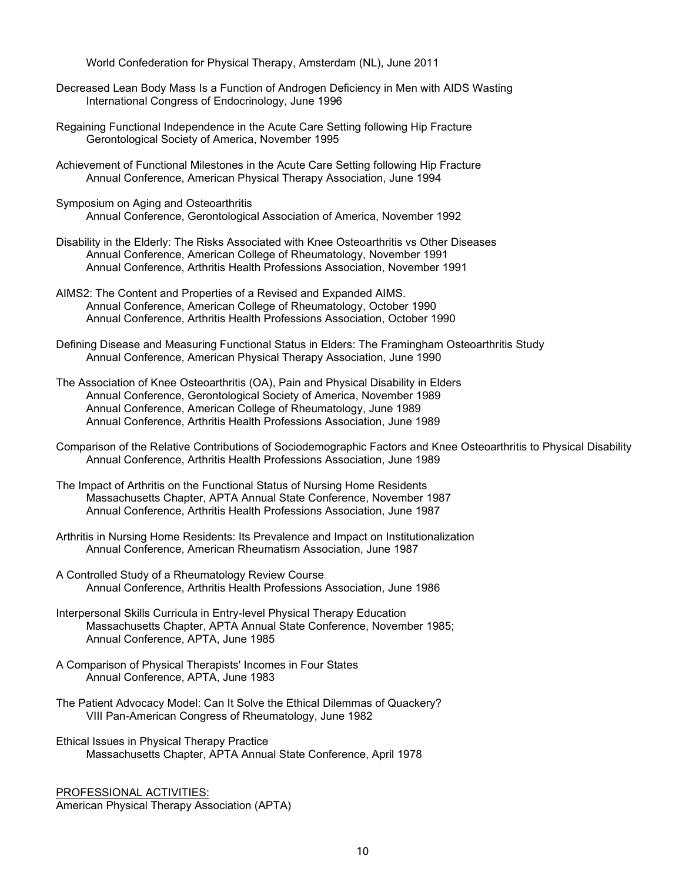World Confederation for Physical Therapy, Amsterdam (NL), June 2011

Decreased Lean Body Mass Is a Function of Androgen Deficiency in Men with AIDS Wasting
International Congress of Endocrinology, June 1996

Regaining Functional Independence in the Acute Care Setting following Hip Fracture
Gerontological Society of America, November 1995

Achievement of Functional Milestones in the Acute Care Setting following Hip Fracture
Annual Conference, American Physical Therapy Association, June 1994

Symposium on Aging and Osteoarthritis
Annual Conference, Gerontological Association of America, November 1992

Disability in the Elderly: The Risks Associated with Knee Osteoarthritis vs Other Diseases
Annual Conference, American College of Rheumatology, November 1991
Annual Conference, Arthritis Health Professions Association, November 1991

AIMS2: The Content and Properties of a Revised and Expanded AIMS.
Annual Conference, American College of Rheumatology, October 1990
Annual Conference, Arthritis Health Professions Association, October 1990

Defining Disease and Measuring Functional Status in Elders: The Framingham Osteoarthritis Study
Annual Conference, American Physical Therapy Association, June 1990

The Association of Knee Osteoarthritis (OA), Pain and Physical Disability in Elders
Annual Conference, Gerontological Society of America, November 1989
Annual Conference, American College of Rheumatology, June 1989
Annual Conference, Arthritis Health Professions Association, June 1989

Comparison of the Relative Contributions of Sociodemographic Factors and Knee Osteoarthritis to Physical Disability
Annual Conference, Arthritis Health Professions Association, June 1989

The Impact of Arthritis on the Functional Status of Nursing Home Residents
Massachusetts Chapter, APTA Annual State Conference, November 1987
Annual Conference, Arthritis Health Professions Association, June 1987

Arthritis in Nursing Home Residents: Its Prevalence and Impact on Institutionalization
Annual Conference, American Rheumatism Association, June 1987

A Controlled Study of a Rheumatology Review Course
Annual Conference, Arthritis Health Professions Association, June 1986

Interpersonal Skills Curricula in Entry-level Physical Therapy Education
Massachusetts Chapter, APTA Annual State Conference, November 1985;
Annual Conference, APTA, June 1985

A Comparison of Physical Therapists' Incomes in Four States
Annual Conference, APTA, June 1983

The Patient Advocacy Model: Can It Solve the Ethical Dilemmas of Quackery?
VIII Pan-American Congress of Rheumatology, June 1982

Ethical Issues in Physical Therapy Practice
Massachusetts Chapter, APTA Annual State Conference, April 1978

PROFESSIONAL ACTIVITIES:

American Physical Therapy Association (APTA)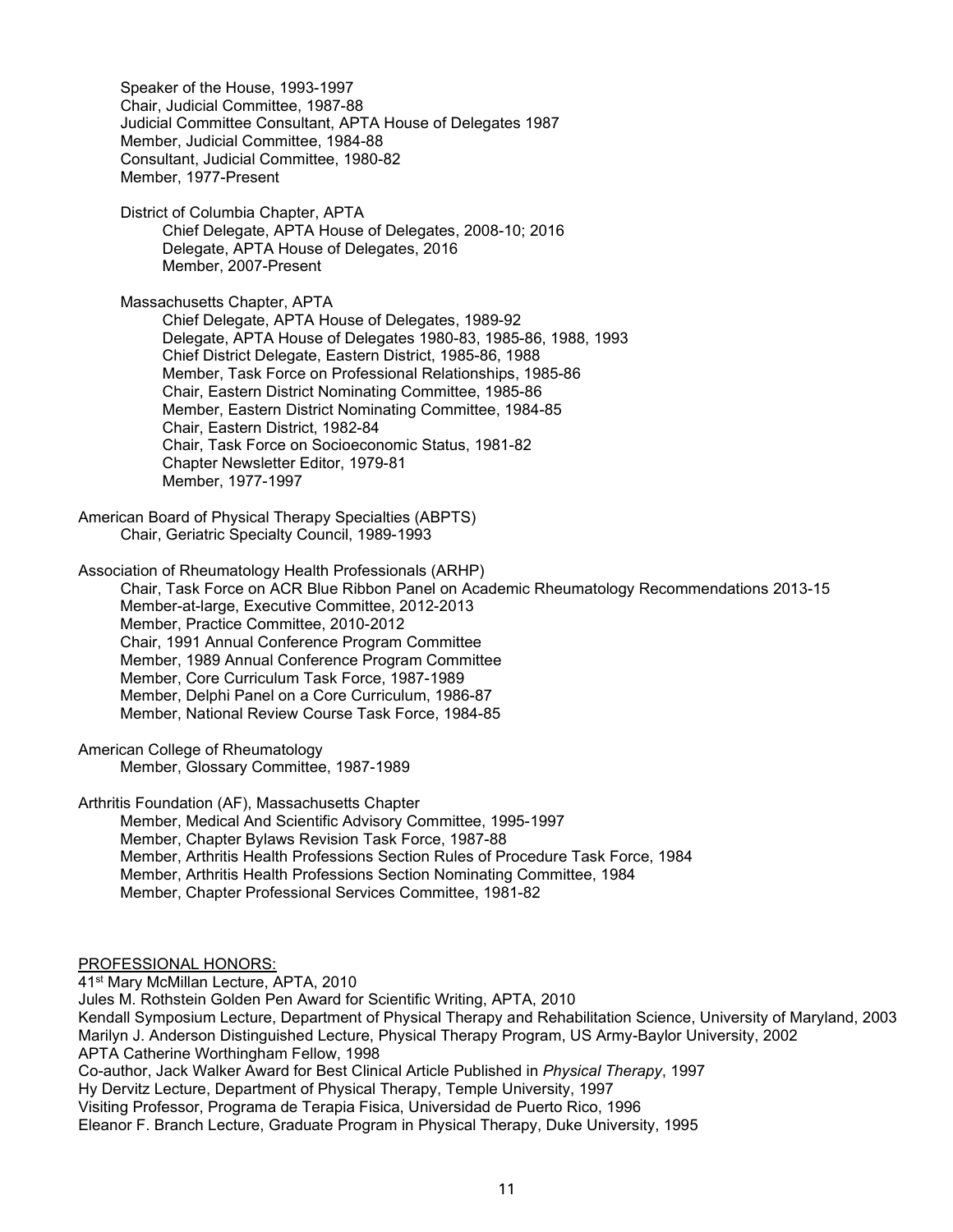Speaker of the House, 1993-1997
Chair, Judicial Committee, 1987-88
Judicial Committee Consultant, APTA House of Delegates 1987
Member, Judicial Committee, 1984-88
Consultant, Judicial Committee, 1980-82
Member, 1977-Present

District of Columbia Chapter, APTA
- Chief Delegate, APTA House of Delegates, 2008-10; 2016
- Delegate, APTA House of Delegates, 2016
- Member, 2007-Present

Massachusetts Chapter, APTA
- Chief Delegate, APTA House of Delegates, 1989-92
- Delegate, APTA House of Delegates 1980-83, 1985-86, 1988, 1993
- Chief District Delegate, Eastern District, 1985-86, 1988
- Member, Task Force on Professional Relationships, 1985-86
- Chair, Eastern District Nominating Committee, 1985-86
- Member, Eastern District Nominating Committee, 1984-85
- Chair, Eastern District, 1982-84
- Chair, Task Force on Socioeconomic Status, 1981-82
- Chapter Newsletter Editor, 1979-81
- Member, 1977-1997

American Board of Physical Therapy Specialties (ABPTS)
- Chair, Geriatric Specialty Council, 1989-1993

Association of Rheumatology Health Professionals (ARHP)
- Chair, Task Force on ACR Blue Ribbon Panel on Academic Rheumatology Recommendations 2013-15
- Member-at-large, Executive Committee, 2012-2013
- Member, Practice Committee, 2010-2012
- Chair, 1991 Annual Conference Program Committee
- Member, 1989 Annual Conference Program Committee
- Member, Core Curriculum Task Force, 1987-1989
- Member, Delphi Panel on a Core Curriculum, 1986-87
- Member, National Review Course Task Force, 1984-85

American College of Rheumatology
- Member, Glossary Committee, 1987-1989

Arthritis Foundation (AF), Massachusetts Chapter
- Member, Medical And Scientific Advisory Committee, 1995-1997
- Member, Chapter Bylaws Revision Task Force, 1987-88
- Member, Arthritis Health Professions Section Rules of Procedure Task Force, 1984
- Member, Arthritis Health Professions Section Nominating Committee, 1984
- Member, Chapter Professional Services Committee, 1981-82

## PROFESSIONAL HONORS:

41st Mary McMillan Lecture, APTA, 2010
Jules M. Rothstein Golden Pen Award for Scientific Writing, APTA, 2010
Kendall Symposium Lecture, Department of Physical Therapy and Rehabilitation Science, University of Maryland, 2003
Marilyn J. Anderson Distinguished Lecture, Physical Therapy Program, US Army-Baylor University, 2002
APTA Catherine Worthingham Fellow, 1998
Co-author, Jack Walker Award for Best Clinical Article Published in *Physical Therapy*, 1997
Hy Dervitz Lecture, Department of Physical Therapy, Temple University, 1997
Visiting Professor, Programa de Terapia Fisica, Universidad de Puerto Rico, 1996
Eleanor F. Branch Lecture, Graduate Program in Physical Therapy, Duke University, 1995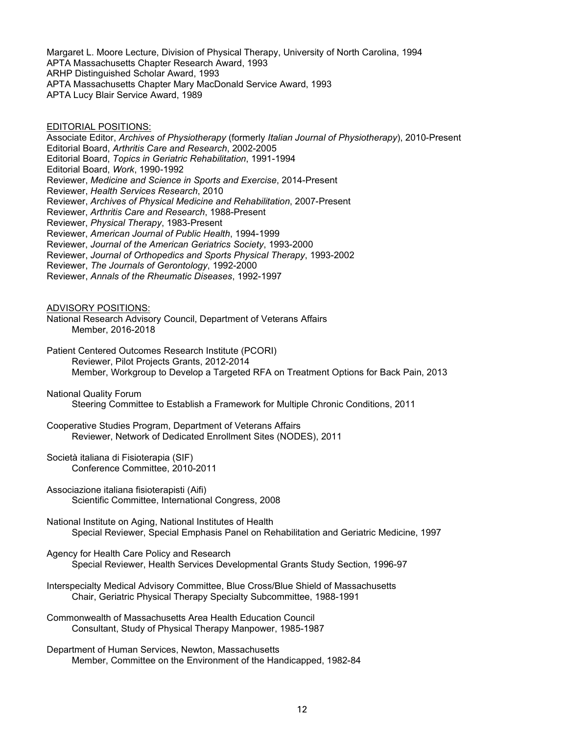Margaret L. Moore Lecture, Division of Physical Therapy, University of North Carolina, 1994
APTA Massachusetts Chapter Research Award, 1993
ARHP Distinguished Scholar Award, 1993
APTA Massachusetts Chapter Mary MacDonald Service Award, 1993
APTA Lucy Blair Service Award, 1989

EDITORIAL POSITIONS:

Associate Editor, *Archives of Physiotherapy* (formerly *Italian Journal of Physiotherapy*), 2010-Present
Editorial Board, *Arthritis Care and Research*, 2002-2005
Editorial Board, *Topics in Geriatric Rehabilitation*, 1991-1994
Editorial Board, *Work*, 1990-1992
Reviewer, *Medicine and Science in Sports and Exercise*, 2014-Present
Reviewer, *Health Services Research*, 2010
Reviewer, *Archives of Physical Medicine and Rehabilitation*, 2007-Present
Reviewer, *Arthritis Care and Research*, 1988-Present
Reviewer, *Physical Therapy*, 1983-Present
Reviewer, *American Journal of Public Health*, 1994-1999
Reviewer, *Journal of the American Geriatrics Society*, 1993-2000
Reviewer, *Journal of Orthopedics and Sports Physical Therapy*, 1993-2002
Reviewer, *The Journals of Gerontology*, 1992-2000
Reviewer, *Annals of the Rheumatic Diseases*, 1992-1997

ADVISORY POSITIONS:

National Research Advisory Council, Department of Veterans Affairs
    Member, 2016-2018

Patient Centered Outcomes Research Institute (PCORI)
    Reviewer, Pilot Projects Grants, 2012-2014
    Member, Workgroup to Develop a Targeted RFA on Treatment Options for Back Pain, 2013

National Quality Forum
    Steering Committee to Establish a Framework for Multiple Chronic Conditions, 2011

Cooperative Studies Program, Department of Veterans Affairs
    Reviewer, Network of Dedicated Enrollment Sites (NODES), 2011

Società italiana di Fisioterapia (SIF)
    Conference Committee, 2010-2011

Associazione italiana fisioterapisti (Aifi)
    Scientific Committee, International Congress, 2008

National Institute on Aging, National Institutes of Health
    Special Reviewer, Special Emphasis Panel on Rehabilitation and Geriatric Medicine, 1997

Agency for Health Care Policy and Research
    Special Reviewer, Health Services Developmental Grants Study Section, 1996-97

Interspecialty Medical Advisory Committee, Blue Cross/Blue Shield of Massachusetts
    Chair, Geriatric Physical Therapy Specialty Subcommittee, 1988-1991

Commonwealth of Massachusetts Area Health Education Council
    Consultant, Study of Physical Therapy Manpower, 1985-1987

Department of Human Services, Newton, Massachusetts
    Member, Committee on the Environment of the Handicapped, 1982-84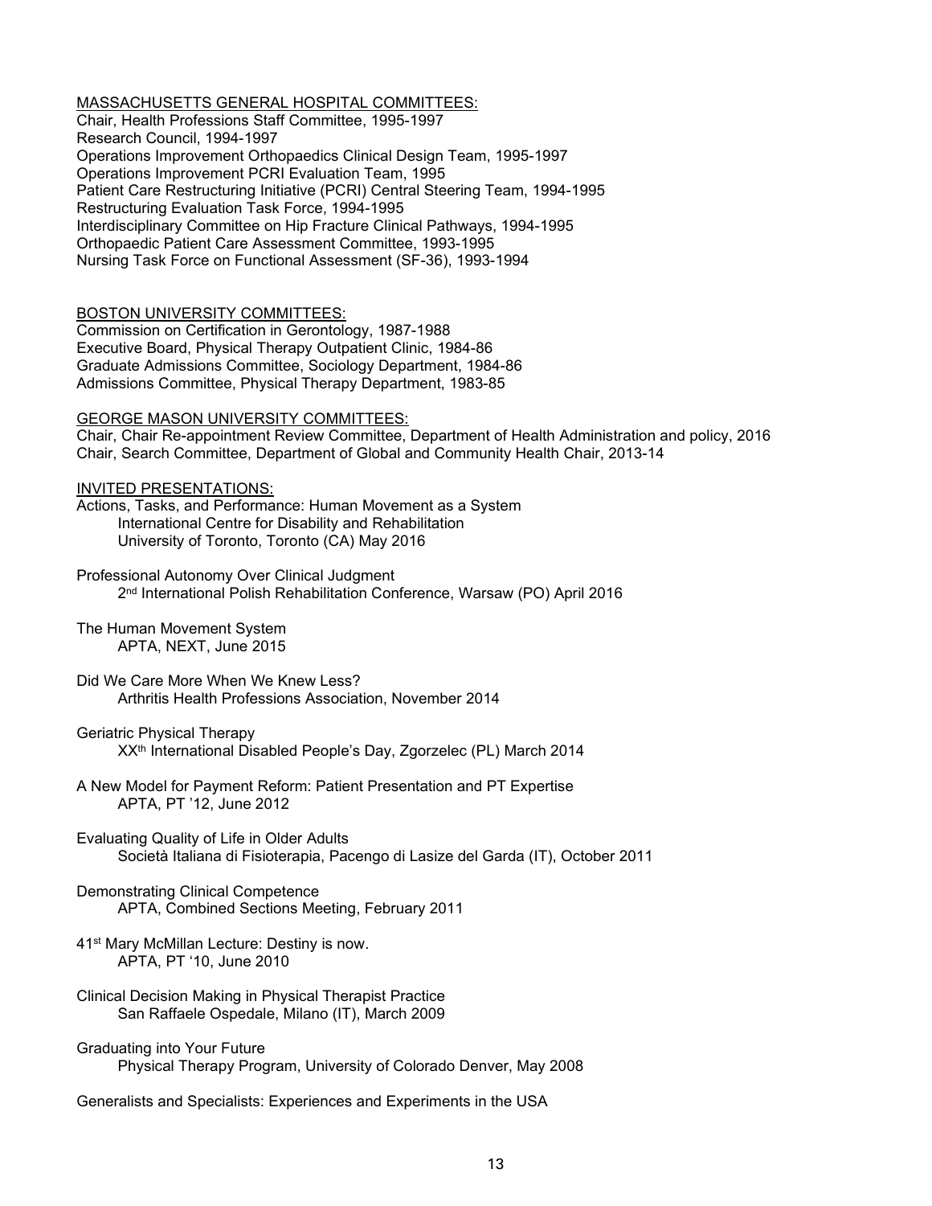MASSACHUSETTS GENERAL HOSPITAL COMMITTEES:

Chair, Health Professions Staff Committee, 1995-1997
Research Council, 1994-1997
Operations Improvement Orthopaedics Clinical Design Team, 1995-1997
Operations Improvement PCRI Evaluation Team, 1995
Patient Care Restructuring Initiative (PCRI) Central Steering Team, 1994-1995
Restructuring Evaluation Task Force, 1994-1995
Interdisciplinary Committee on Hip Fracture Clinical Pathways, 1994-1995
Orthopaedic Patient Care Assessment Committee, 1993-1995
Nursing Task Force on Functional Assessment (SF-36), 1993-1994

BOSTON UNIVERSITY COMMITTEES:

Commission on Certification in Gerontology, 1987-1988
Executive Board, Physical Therapy Outpatient Clinic, 1984-86
Graduate Admissions Committee, Sociology Department, 1984-86
Admissions Committee, Physical Therapy Department, 1983-85

GEORGE MASON UNIVERSITY COMMITTEES:

Chair, Chair Re-appointment Review Committee, Department of Health Administration and policy, 2016
Chair, Search Committee, Department of Global and Community Health Chair, 2013-14

INVITED PRESENTATIONS:

Actions, Tasks, and Performance: Human Movement as a System
    International Centre for Disability and Rehabilitation
    University of Toronto, Toronto (CA) May 2016

Professional Autonomy Over Clinical Judgment
    2nd International Polish Rehabilitation Conference, Warsaw (PO) April 2016

The Human Movement System
    APTA, NEXT, June 2015

Did We Care More When We Knew Less?
    Arthritis Health Professions Association, November 2014

Geriatric Physical Therapy
    XXth International Disabled People's Day, Zgorzelec (PL) March 2014

A New Model for Payment Reform: Patient Presentation and PT Expertise
    APTA, PT '12, June 2012

Evaluating Quality of Life in Older Adults
    Società Italiana di Fisioterapia, Pacengo di Lasize del Garda (IT), October 2011

Demonstrating Clinical Competence
    APTA, Combined Sections Meeting, February 2011

41st Mary McMillan Lecture: Destiny is now.
    APTA, PT '10, June 2010

Clinical Decision Making in Physical Therapist Practice
    San Raffaele Ospedale, Milano (IT), March 2009

Graduating into Your Future
    Physical Therapy Program, University of Colorado Denver, May 2008

Generalists and Specialists: Experiences and Experiments in the USA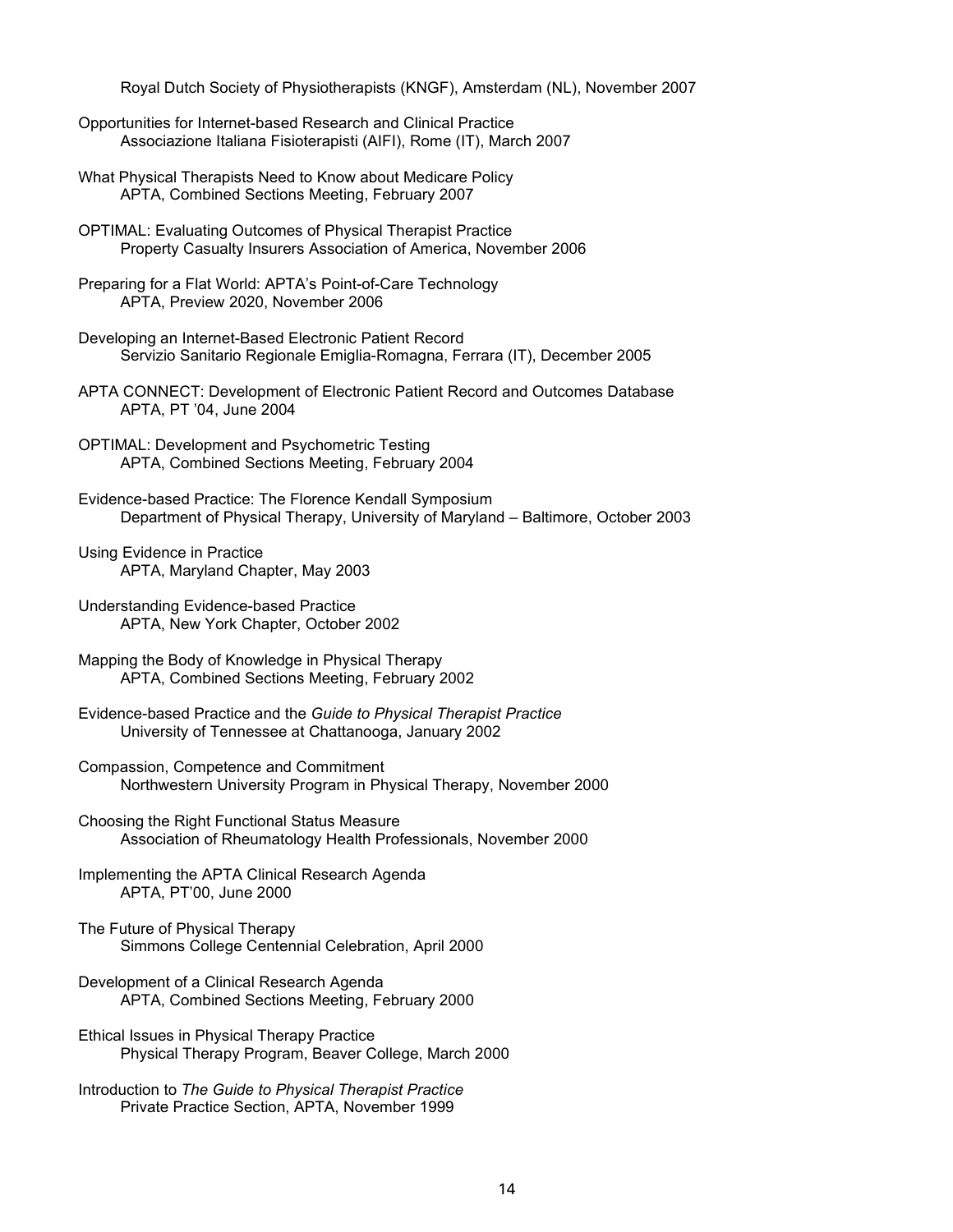Royal Dutch Society of Physiotherapists (KNGF), Amsterdam (NL), November 2007

Opportunities for Internet-based Research and Clinical Practice
Associazione Italiana Fisioterapisti (AIFI), Rome (IT), March 2007

What Physical Therapists Need to Know about Medicare Policy
APTA, Combined Sections Meeting, February 2007

OPTIMAL: Evaluating Outcomes of Physical Therapist Practice
Property Casualty Insurers Association of America, November 2006

Preparing for a Flat World: APTA's Point-of-Care Technology
APTA, Preview 2020, November 2006

Developing an Internet-Based Electronic Patient Record
Servizio Sanitario Regionale Emiglia-Romagna, Ferrara (IT), December 2005

APTA CONNECT: Development of Electronic Patient Record and Outcomes Database
APTA, PT '04, June 2004

OPTIMAL: Development and Psychometric Testing
APTA, Combined Sections Meeting, February 2004

Evidence-based Practice: The Florence Kendall Symposium
Department of Physical Therapy, University of Maryland – Baltimore, October 2003

Using Evidence in Practice
APTA, Maryland Chapter, May 2003

Understanding Evidence-based Practice
APTA, New York Chapter, October 2002

Mapping the Body of Knowledge in Physical Therapy
APTA, Combined Sections Meeting, February 2002

Evidence-based Practice and the *Guide to Physical Therapist Practice*
University of Tennessee at Chattanooga, January 2002

Compassion, Competence and Commitment
Northwestern University Program in Physical Therapy, November 2000

Choosing the Right Functional Status Measure
Association of Rheumatology Health Professionals, November 2000

Implementing the APTA Clinical Research Agenda
APTA, PT'00, June 2000

The Future of Physical Therapy
Simmons College Centennial Celebration, April 2000

Development of a Clinical Research Agenda
APTA, Combined Sections Meeting, February 2000

Ethical Issues in Physical Therapy Practice
Physical Therapy Program, Beaver College, March 2000

Introduction to *The Guide to Physical Therapist Practice*
Private Practice Section, APTA, November 1999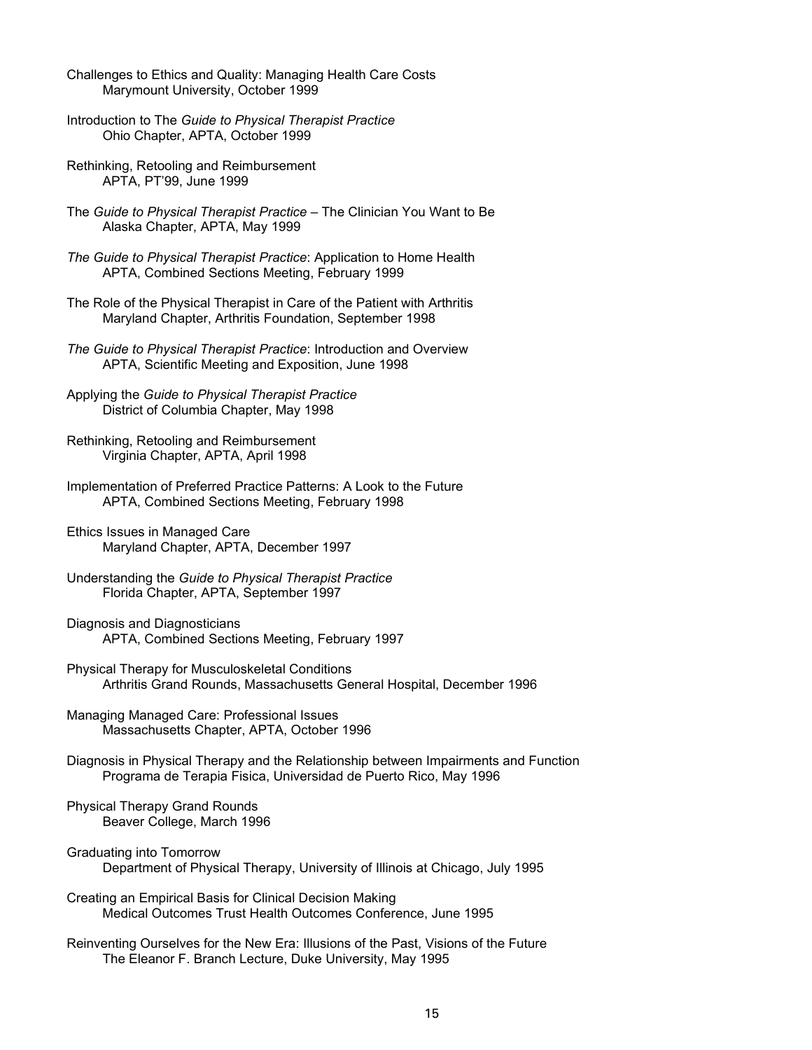Challenges to Ethics and Quality: Managing Health Care Costs
Marymount University, October 1999

Introduction to The *Guide to Physical Therapist Practice*
Ohio Chapter, APTA, October 1999

Rethinking, Retooling and Reimbursement
APTA, PT'99, June 1999

The *Guide to Physical Therapist Practice* – The Clinician You Want to Be
Alaska Chapter, APTA, May 1999

*The Guide to Physical Therapist Practice*: Application to Home Health
APTA, Combined Sections Meeting, February 1999

The Role of the Physical Therapist in Care of the Patient with Arthritis
Maryland Chapter, Arthritis Foundation, September 1998

*The Guide to Physical Therapist Practice*: Introduction and Overview
APTA, Scientific Meeting and Exposition, June 1998

Applying the *Guide to Physical Therapist Practice*
District of Columbia Chapter, May 1998

Rethinking, Retooling and Reimbursement
Virginia Chapter, APTA, April 1998

Implementation of Preferred Practice Patterns: A Look to the Future
APTA, Combined Sections Meeting, February 1998

Ethics Issues in Managed Care
Maryland Chapter, APTA, December 1997

Understanding the *Guide to Physical Therapist Practice*
Florida Chapter, APTA, September 1997

Diagnosis and Diagnosticians
APTA, Combined Sections Meeting, February 1997

Physical Therapy for Musculoskeletal Conditions
Arthritis Grand Rounds, Massachusetts General Hospital, December 1996

Managing Managed Care: Professional Issues
Massachusetts Chapter, APTA, October 1996

Diagnosis in Physical Therapy and the Relationship between Impairments and Function
Programa de Terapia Fisica, Universidad de Puerto Rico, May 1996

Physical Therapy Grand Rounds
Beaver College, March 1996

Graduating into Tomorrow
Department of Physical Therapy, University of Illinois at Chicago, July 1995

Creating an Empirical Basis for Clinical Decision Making
Medical Outcomes Trust Health Outcomes Conference, June 1995

Reinventing Ourselves for the New Era: Illusions of the Past, Visions of the Future
The Eleanor F. Branch Lecture, Duke University, May 1995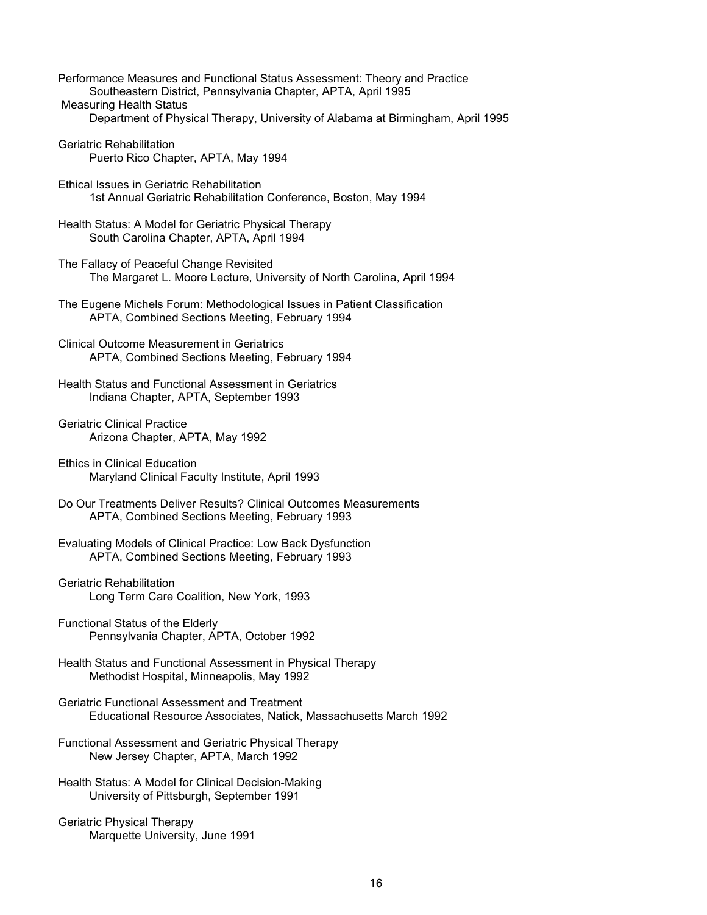Performance Measures and Functional Status Assessment: Theory and Practice
    Southeastern District, Pennsylvania Chapter, APTA, April 1995

Measuring Health Status
    Department of Physical Therapy, University of Alabama at Birmingham, April 1995

Geriatric Rehabilitation
    Puerto Rico Chapter, APTA, May 1994

Ethical Issues in Geriatric Rehabilitation
    1st Annual Geriatric Rehabilitation Conference, Boston, May 1994

Health Status: A Model for Geriatric Physical Therapy
    South Carolina Chapter, APTA, April 1994

The Fallacy of Peaceful Change Revisited
    The Margaret L. Moore Lecture, University of North Carolina, April 1994

The Eugene Michels Forum: Methodological Issues in Patient Classification
    APTA, Combined Sections Meeting, February 1994

Clinical Outcome Measurement in Geriatrics
    APTA, Combined Sections Meeting, February 1994

Health Status and Functional Assessment in Geriatrics
    Indiana Chapter, APTA, September 1993

Geriatric Clinical Practice
    Arizona Chapter, APTA, May 1992

Ethics in Clinical Education
    Maryland Clinical Faculty Institute, April 1993

Do Our Treatments Deliver Results? Clinical Outcomes Measurements
    APTA, Combined Sections Meeting, February 1993

Evaluating Models of Clinical Practice: Low Back Dysfunction
    APTA, Combined Sections Meeting, February 1993

Geriatric Rehabilitation
    Long Term Care Coalition, New York, 1993

Functional Status of the Elderly
    Pennsylvania Chapter, APTA, October 1992

Health Status and Functional Assessment in Physical Therapy
    Methodist Hospital, Minneapolis, May 1992

Geriatric Functional Assessment and Treatment
    Educational Resource Associates, Natick, Massachusetts March 1992

Functional Assessment and Geriatric Physical Therapy
    New Jersey Chapter, APTA, March 1992

Health Status: A Model for Clinical Decision-Making
    University of Pittsburgh, September 1991

Geriatric Physical Therapy
    Marquette University, June 1991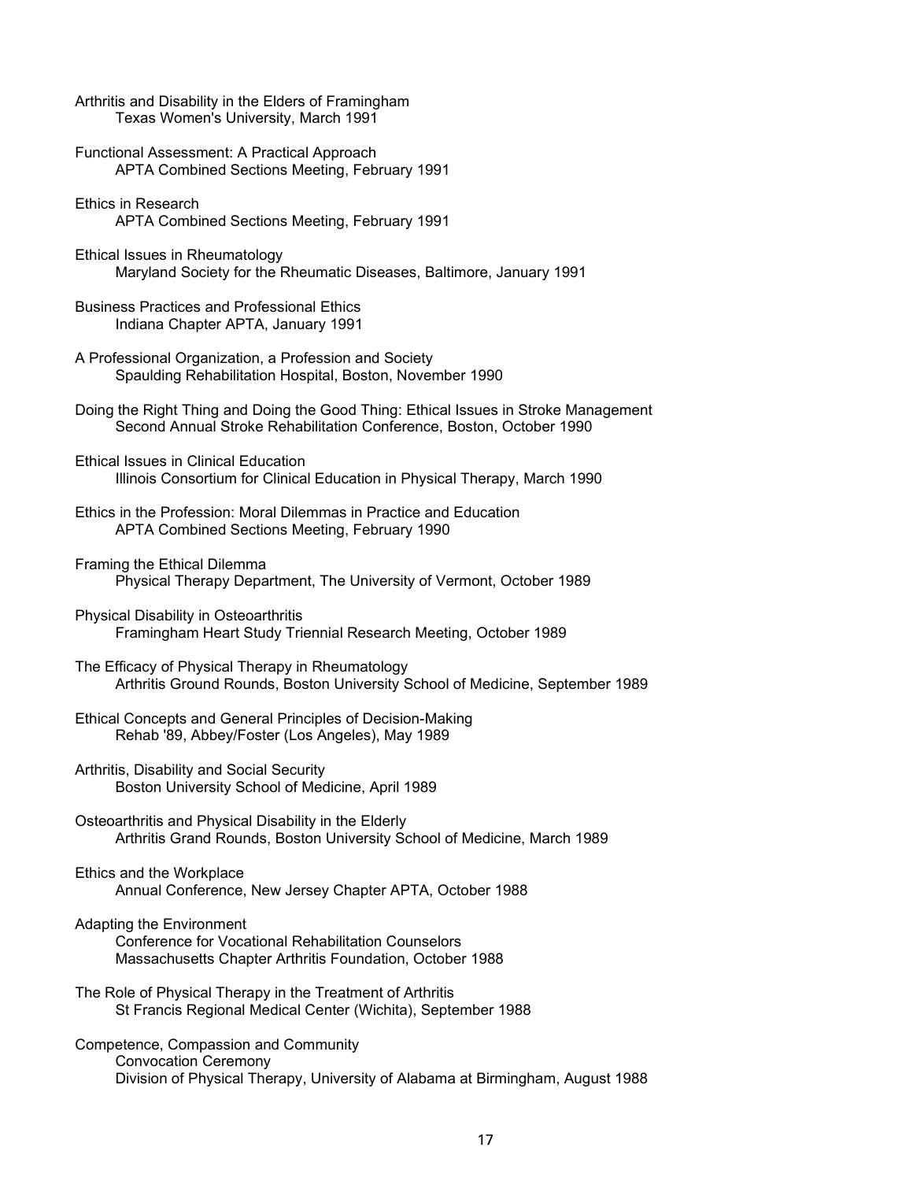Arthritis and Disability in the Elders of Framingham
Texas Women's University, March 1991

Functional Assessment: A Practical Approach
APTA Combined Sections Meeting, February 1991

Ethics in Research
APTA Combined Sections Meeting, February 1991

Ethical Issues in Rheumatology
Maryland Society for the Rheumatic Diseases, Baltimore, January 1991

Business Practices and Professional Ethics
Indiana Chapter APTA, January 1991

A Professional Organization, a Profession and Society
Spaulding Rehabilitation Hospital, Boston, November 1990

Doing the Right Thing and Doing the Good Thing: Ethical Issues in Stroke Management
Second Annual Stroke Rehabilitation Conference, Boston, October 1990

Ethical Issues in Clinical Education
Illinois Consortium for Clinical Education in Physical Therapy, March 1990

Ethics in the Profession: Moral Dilemmas in Practice and Education
APTA Combined Sections Meeting, February 1990

Framing the Ethical Dilemma
Physical Therapy Department, The University of Vermont, October 1989

Physical Disability in Osteoarthritis
Framingham Heart Study Triennial Research Meeting, October 1989

The Efficacy of Physical Therapy in Rheumatology
Arthritis Ground Rounds, Boston University School of Medicine, September 1989

Ethical Concepts and General Principles of Decision-Making
Rehab '89, Abbey/Foster (Los Angeles), May 1989

Arthritis, Disability and Social Security
Boston University School of Medicine, April 1989

Osteoarthritis and Physical Disability in the Elderly
Arthritis Grand Rounds, Boston University School of Medicine, March 1989

Ethics and the Workplace
Annual Conference, New Jersey Chapter APTA, October 1988

Adapting the Environment
Conference for Vocational Rehabilitation Counselors
Massachusetts Chapter Arthritis Foundation, October 1988

The Role of Physical Therapy in the Treatment of Arthritis
St Francis Regional Medical Center (Wichita), September 1988

Competence, Compassion and Community
Convocation Ceremony
Division of Physical Therapy, University of Alabama at Birmingham, August 1988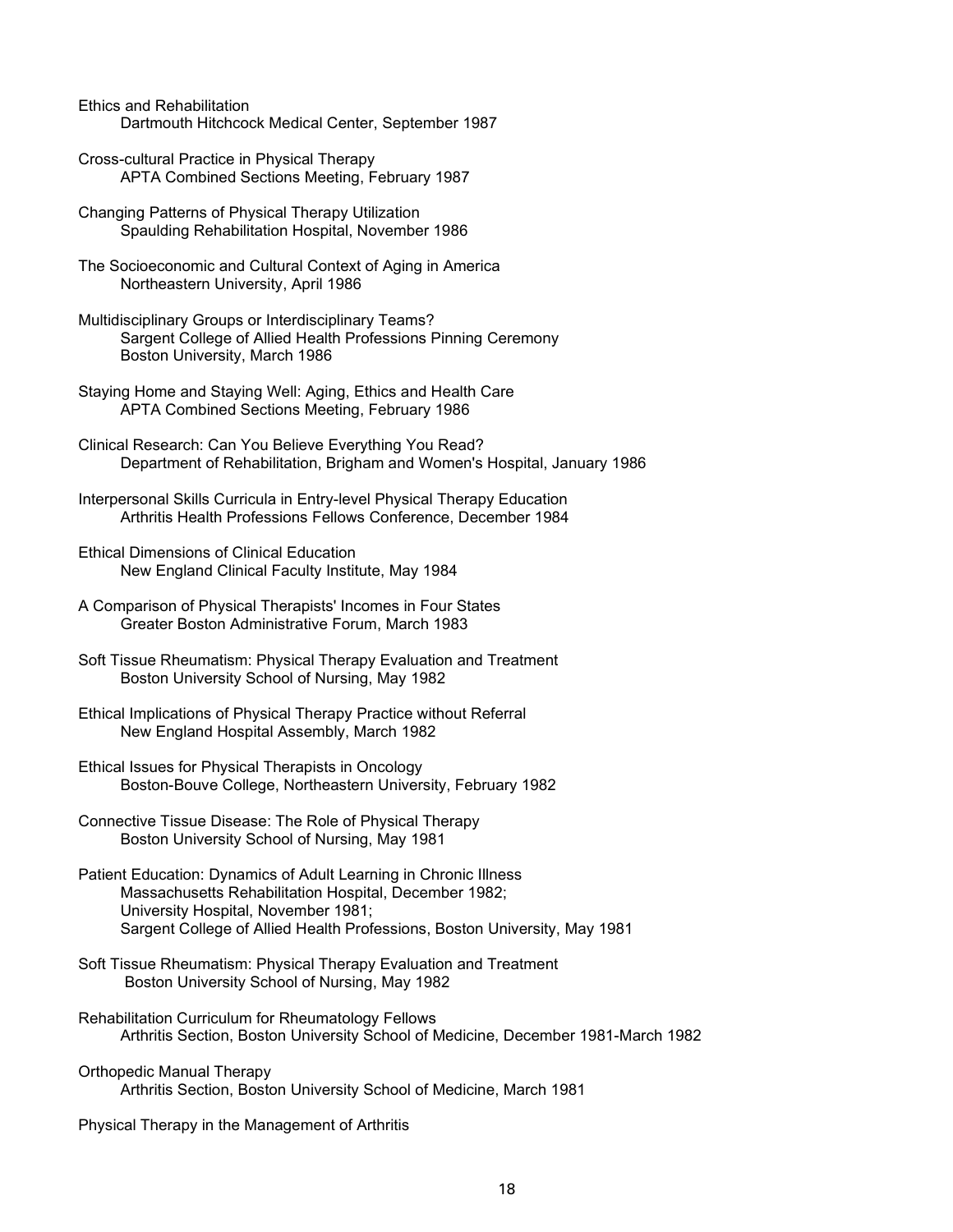Ethics and Rehabilitation
    Dartmouth Hitchcock Medical Center, September 1987

Cross-cultural Practice in Physical Therapy
    APTA Combined Sections Meeting, February 1987

Changing Patterns of Physical Therapy Utilization
    Spaulding Rehabilitation Hospital, November 1986

The Socioeconomic and Cultural Context of Aging in America
    Northeastern University, April 1986

Multidisciplinary Groups or Interdisciplinary Teams?
    Sargent College of Allied Health Professions Pinning Ceremony
    Boston University, March 1986

Staying Home and Staying Well: Aging, Ethics and Health Care
    APTA Combined Sections Meeting, February 1986

Clinical Research: Can You Believe Everything You Read?
    Department of Rehabilitation, Brigham and Women's Hospital, January 1986

Interpersonal Skills Curricula in Entry-level Physical Therapy Education
    Arthritis Health Professions Fellows Conference, December 1984

Ethical Dimensions of Clinical Education
    New England Clinical Faculty Institute, May 1984

A Comparison of Physical Therapists' Incomes in Four States
    Greater Boston Administrative Forum, March 1983

Soft Tissue Rheumatism: Physical Therapy Evaluation and Treatment
    Boston University School of Nursing, May 1982

Ethical Implications of Physical Therapy Practice without Referral
    New England Hospital Assembly, March 1982

Ethical Issues for Physical Therapists in Oncology
    Boston-Bouve College, Northeastern University, February 1982

Connective Tissue Disease: The Role of Physical Therapy
    Boston University School of Nursing, May 1981

Patient Education: Dynamics of Adult Learning in Chronic Illness
    Massachusetts Rehabilitation Hospital, December 1982;
    University Hospital, November 1981;
    Sargent College of Allied Health Professions, Boston University, May 1981

Soft Tissue Rheumatism: Physical Therapy Evaluation and Treatment
    Boston University School of Nursing, May 1982

Rehabilitation Curriculum for Rheumatology Fellows
    Arthritis Section, Boston University School of Medicine, December 1981-March 1982

Orthopedic Manual Therapy
    Arthritis Section, Boston University School of Medicine, March 1981

Physical Therapy in the Management of Arthritis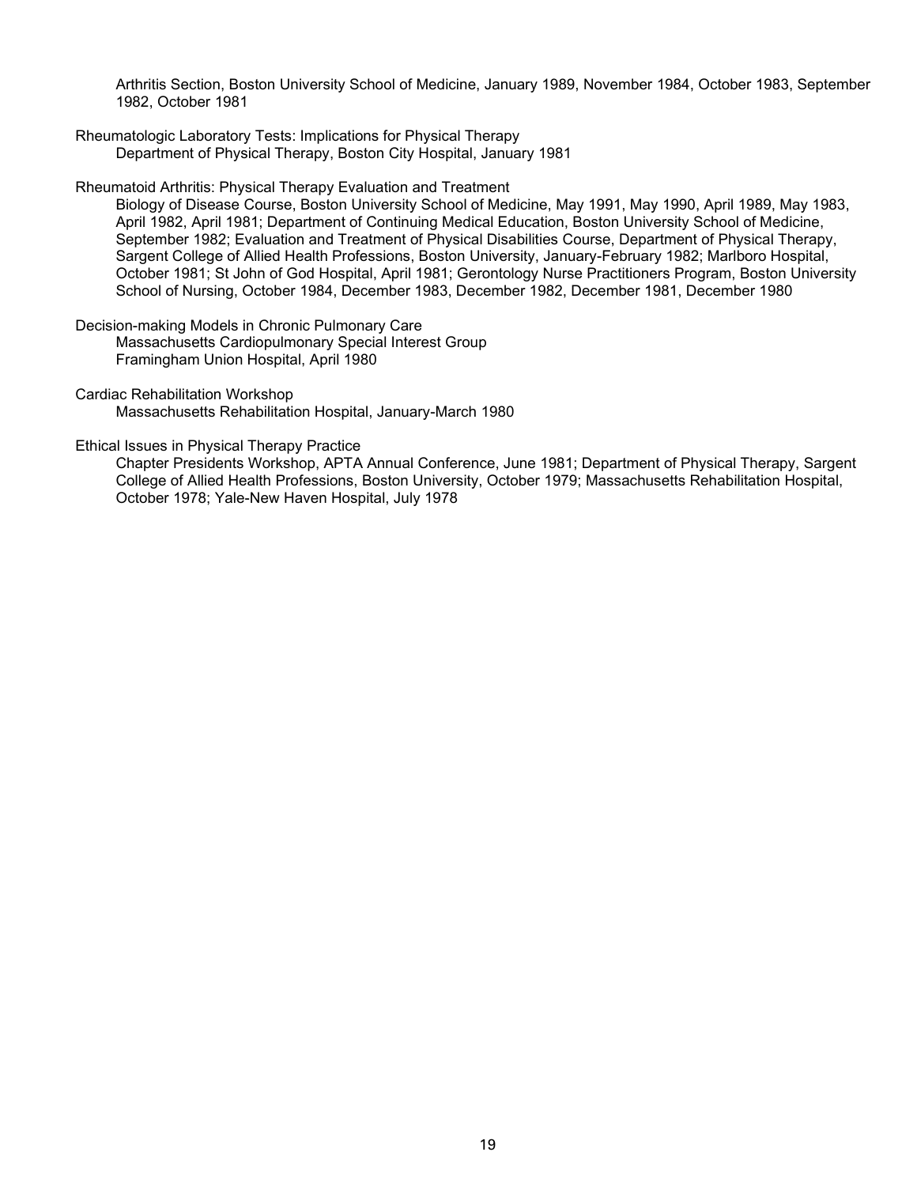Arthritis Section, Boston University School of Medicine, January 1989, November 1984, October 1983, September 1982, October 1981

Rheumatologic Laboratory Tests: Implications for Physical Therapy
Department of Physical Therapy, Boston City Hospital, January 1981

Rheumatoid Arthritis: Physical Therapy Evaluation and Treatment
Biology of Disease Course, Boston University School of Medicine, May 1991, May 1990, April 1989, May 1983, April 1982, April 1981; Department of Continuing Medical Education, Boston University School of Medicine, September 1982; Evaluation and Treatment of Physical Disabilities Course, Department of Physical Therapy, Sargent College of Allied Health Professions, Boston University, January-February 1982; Marlboro Hospital, October 1981; St John of God Hospital, April 1981; Gerontology Nurse Practitioners Program, Boston University School of Nursing, October 1984, December 1983, December 1982, December 1981, December 1980

Decision-making Models in Chronic Pulmonary Care
Massachusetts Cardiopulmonary Special Interest Group
Framingham Union Hospital, April 1980

Cardiac Rehabilitation Workshop
Massachusetts Rehabilitation Hospital, January-March 1980

Ethical Issues in Physical Therapy Practice
Chapter Presidents Workshop, APTA Annual Conference, June 1981; Department of Physical Therapy, Sargent College of Allied Health Professions, Boston University, October 1979; Massachusetts Rehabilitation Hospital, October 1978; Yale-New Haven Hospital, July 1978